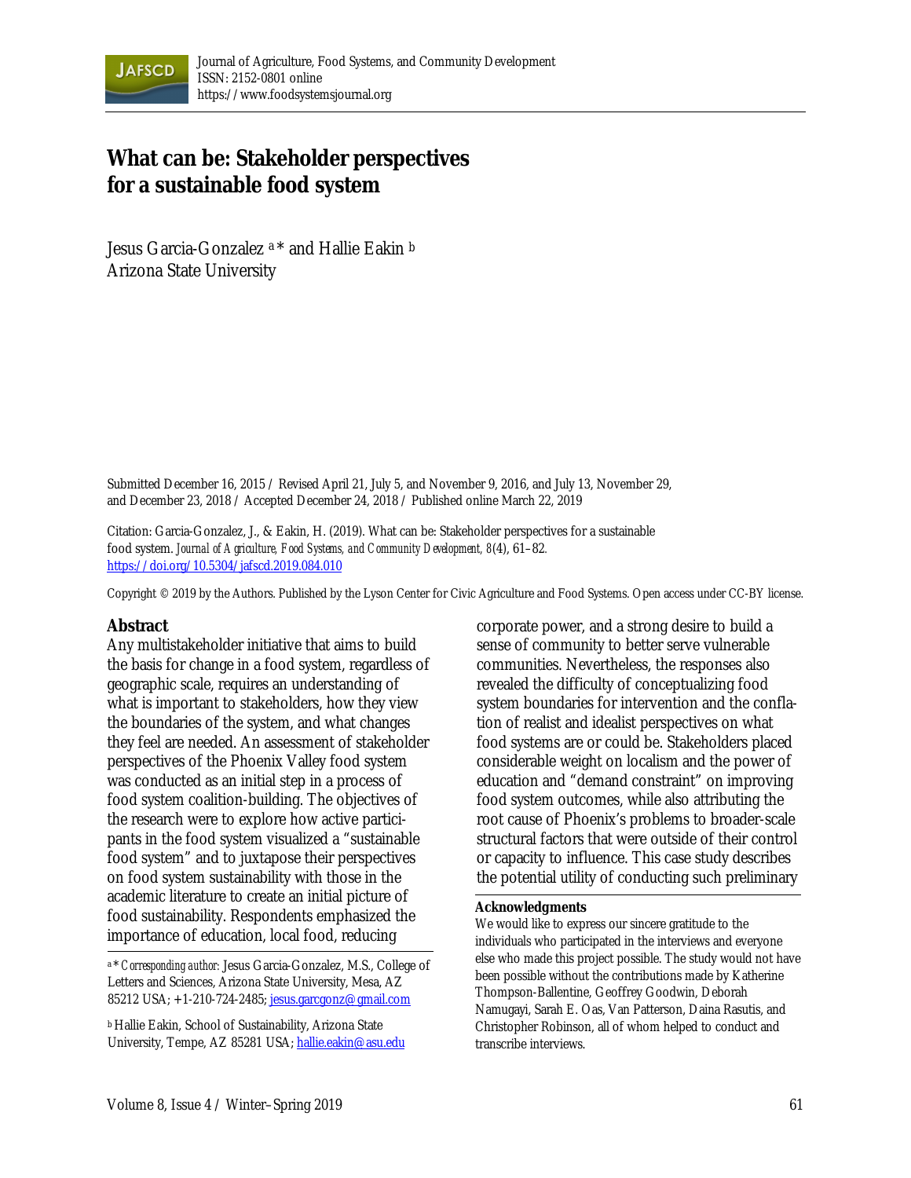Journal of Agriculture, Food Systems, and Community Development
ISSN: 2152-0801 online
https://www.foodsystemsjournal.org

# What can be: Stakeholder perspectives for a sustainable food system

Jesus Garcia-Gonzalez [a]* and Hallie Eakin [b]
Arizona State University

Submitted December 16, 2015 / Revised April 21, July 5, and November 9, 2016, and July 13, November 29, and December 23, 2018 / Accepted December 24, 2018 / Published online March 22, 2019

Citation: Garcia-Gonzalez, J., & Eakin, H. (2019). What can be: Stakeholder perspectives for a sustainable food system. *Journal of Agriculture, Food Systems, and Community Development, 8*(4), 61–82. https://doi.org/10.5304/jafscd.2019.084.010

Copyright © 2019 by the Authors. Published by the Lyson Center for Civic Agriculture and Food Systems. Open access under CC-BY license.

## Abstract

Any multistakeholder initiative that aims to build the basis for change in a food system, regardless of geographic scale, requires an understanding of what is important to stakeholders, how they view the boundaries of the system, and what changes they feel are needed. An assessment of stakeholder perspectives of the Phoenix Valley food system was conducted as an initial step in a process of food system coalition-building. The objectives of the research were to explore how active participants in the food system visualized a "sustainable food system" and to juxtapose their perspectives on food system sustainability with those in the academic literature to create an initial picture of food sustainability. Respondents emphasized the importance of education, local food, reducing corporate power, and a strong desire to build a sense of community to better serve vulnerable communities. Nevertheless, the responses also revealed the difficulty of conceptualizing food system boundaries for intervention and the conflation of realist and idealist perspectives on what food systems are or could be. Stakeholders placed considerable weight on localism and the power of education and "demand constraint" on improving food system outcomes, while also attributing the root cause of Phoenix's problems to broader-scale structural factors that were outside of their control or capacity to influence. This case study describes the potential utility of conducting such preliminary

[a] * *Corresponding author:* Jesus Garcia-Gonzalez, M.S., College of Letters and Sciences, Arizona State University, Mesa, AZ 85212 USA; +1-210-724-2485; jesus.garcgonz@gmail.com

[b] Hallie Eakin, School of Sustainability, Arizona State University, Tempe, AZ 85281 USA; hallie.eakin@asu.edu

**Acknowledgments**

We would like to express our sincere gratitude to the individuals who participated in the interviews and everyone else who made this project possible. The study would not have been possible without the contributions made by Katherine Thompson-Ballentine, Geoffrey Goodwin, Deborah Namugayi, Sarah E. Oas, Van Patterson, Daina Rasutis, and Christopher Robinson, all of whom helped to conduct and transcribe interviews.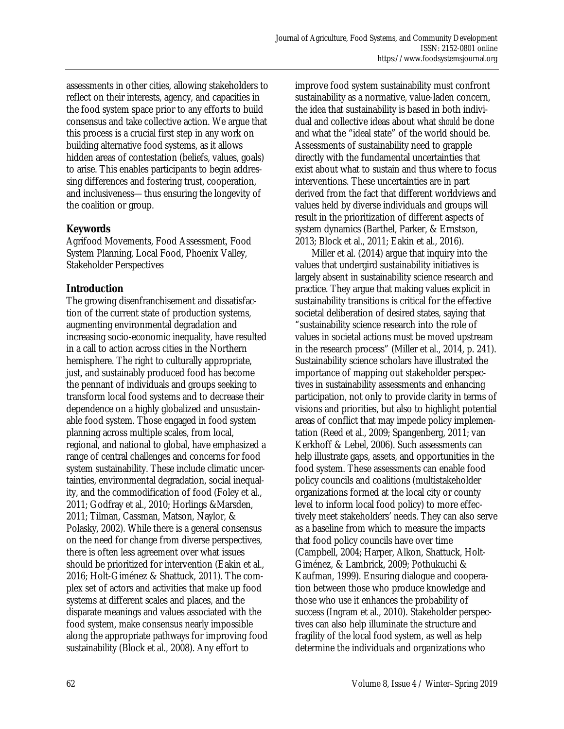assessments in other cities, allowing stakeholders to reflect on their interests, agency, and capacities in the food system space prior to any efforts to build consensus and take collective action. We argue that this process is a crucial first step in any work on building alternative food systems, as it allows hidden areas of contestation (beliefs, values, goals) to arise. This enables participants to begin addressing differences and fostering trust, cooperation, and inclusiveness—thus ensuring the longevity of the coalition or group.

## Keywords

Agrifood Movements, Food Assessment, Food System Planning, Local Food, Phoenix Valley, Stakeholder Perspectives

## Introduction

The growing disenfranchisement and dissatisfaction of the current state of production systems, augmenting environmental degradation and increasing socio-economic inequality, have resulted in a call to action across cities in the Northern hemisphere. The right to culturally appropriate, just, and sustainably produced food has become the pennant of individuals and groups seeking to transform local food systems and to decrease their dependence on a highly globalized and unsustainable food system. Those engaged in food system planning across multiple scales, from local, regional, and national to global, have emphasized a range of central challenges and concerns for food system sustainability. These include climatic uncertainties, environmental degradation, social inequality, and the commodification of food (Foley et al., 2011; Godfray et al., 2010; Horlings &Marsden, 2011; Tilman, Cassman, Matson, Naylor, & Polasky, 2002). While there is a general consensus on the need for change from diverse perspectives, there is often less agreement over what issues should be prioritized for intervention (Eakin et al., 2016; Holt-Giménez & Shattuck, 2011). The complex set of actors and activities that make up food systems at different scales and places, and the disparate meanings and values associated with the food system, make consensus nearly impossible along the appropriate pathways for improving food sustainability (Block et al., 2008). Any effort to improve food system sustainability must confront sustainability as a normative, value-laden concern, the idea that sustainability is based in both individual and collective ideas about what *should* be done and what the "ideal state" of the world should be. Assessments of sustainability need to grapple directly with the fundamental uncertainties that exist about what to sustain and thus where to focus interventions. These uncertainties are in part derived from the fact that different worldviews and values held by diverse individuals and groups will result in the prioritization of different aspects of system dynamics (Barthel, Parker, & Ernstson, 2013; Block et al., 2011; Eakin et al., 2016).

Miller et al. (2014) argue that inquiry into the values that undergird sustainability initiatives is largely absent in sustainability science research and practice. They argue that making values explicit in sustainability transitions is critical for the effective societal deliberation of desired states, saying that "sustainability science research into the role of values in societal actions must be moved upstream in the research process" (Miller et al., 2014, p. 241). Sustainability science scholars have illustrated the importance of mapping out stakeholder perspectives in sustainability assessments and enhancing participation, not only to provide clarity in terms of visions and priorities, but also to highlight potential areas of conflict that may impede policy implementation (Reed et al., 2009; Spangenberg, 2011; van Kerkhoff & Lebel, 2006). Such assessments can help illustrate gaps, assets, and opportunities in the food system. These assessments can enable food policy councils and coalitions (multistakeholder organizations formed at the local city or county level to inform local food policy) to more effectively meet stakeholders' needs. They can also serve as a baseline from which to measure the impacts that food policy councils have over time (Campbell, 2004; Harper, Alkon, Shattuck, Holt-Giménez, & Lambrick, 2009; Pothukuchi & Kaufman, 1999). Ensuring dialogue and cooperation between those who produce knowledge and those who use it enhances the probability of success (Ingram et al., 2010). Stakeholder perspectives can also help illuminate the structure and fragility of the local food system, as well as help determine the individuals and organizations who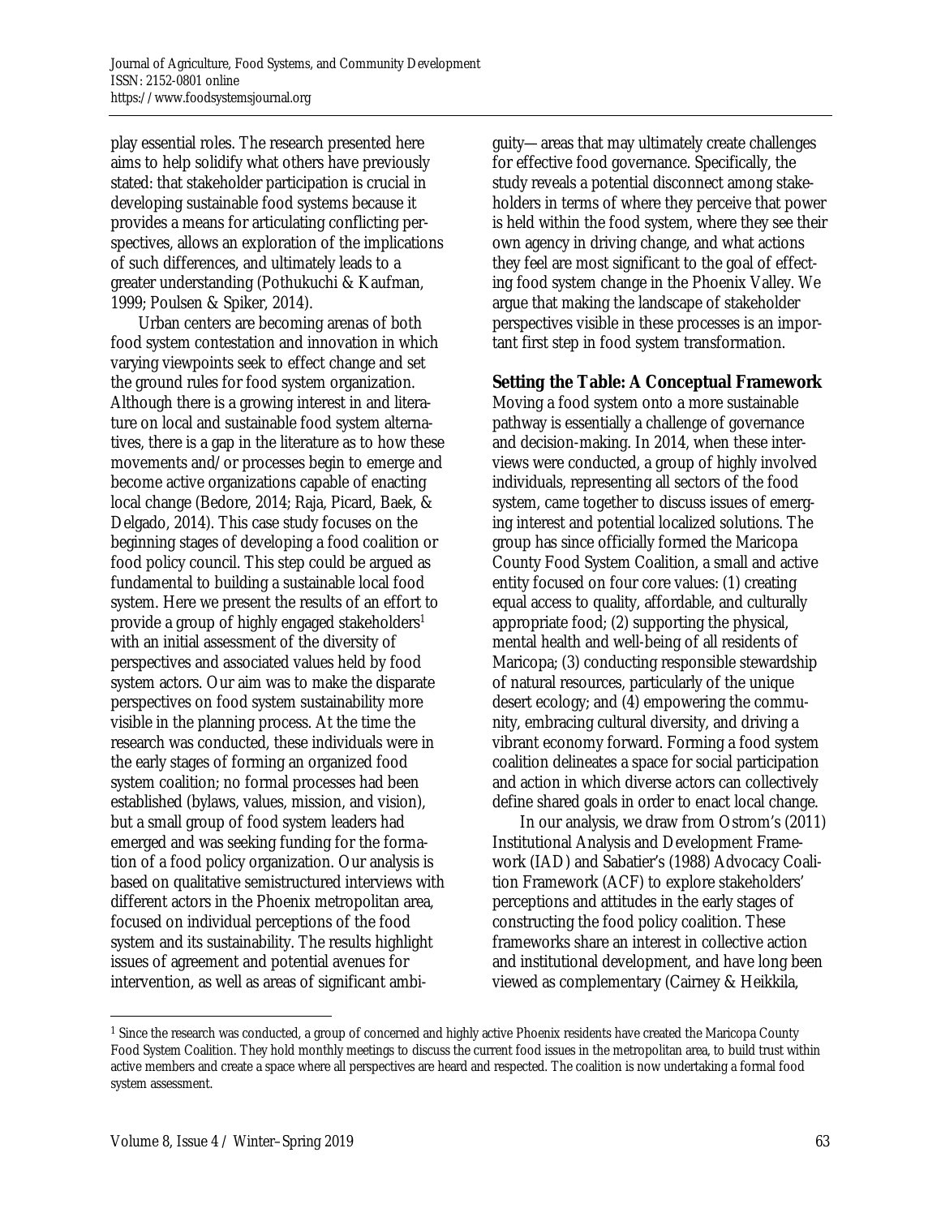play essential roles. The research presented here aims to help solidify what others have previously stated: that stakeholder participation is crucial in developing sustainable food systems because it provides a means for articulating conflicting perspectives, allows an exploration of the implications of such differences, and ultimately leads to a greater understanding (Pothukuchi & Kaufman, 1999; Poulsen & Spiker, 2014).

Urban centers are becoming arenas of both food system contestation and innovation in which varying viewpoints seek to effect change and set the ground rules for food system organization. Although there is a growing interest in and literature on local and sustainable food system alternatives, there is a gap in the literature as to how these movements and/or processes begin to emerge and become active organizations capable of enacting local change (Bedore, 2014; Raja, Picard, Baek, & Delgado, 2014). This case study focuses on the beginning stages of developing a food coalition or food policy council. This step could be argued as fundamental to building a sustainable local food system. Here we present the results of an effort to provide a group of highly engaged stakeholders[1] with an initial assessment of the diversity of perspectives and associated values held by food system actors. Our aim was to make the disparate perspectives on food system sustainability more visible in the planning process. At the time the research was conducted, these individuals were in the early stages of forming an organized food system coalition; no formal processes had been established (bylaws, values, mission, and vision), but a small group of food system leaders had emerged and was seeking funding for the formation of a food policy organization. Our analysis is based on qualitative semistructured interviews with different actors in the Phoenix metropolitan area, focused on individual perceptions of the food system and its sustainability. The results highlight issues of agreement and potential avenues for intervention, as well as areas of significant ambiguity—areas that may ultimately create challenges for effective food governance. Specifically, the study reveals a potential disconnect among stakeholders in terms of where they perceive that power is held within the food system, where they see their own agency in driving change, and what actions they feel are most significant to the goal of effecting food system change in the Phoenix Valley. We argue that making the landscape of stakeholder perspectives visible in these processes is an important first step in food system transformation.

## Setting the Table: A Conceptual Framework

Moving a food system onto a more sustainable pathway is essentially a challenge of governance and decision-making. In 2014, when these interviews were conducted, a group of highly involved individuals, representing all sectors of the food system, came together to discuss issues of emerging interest and potential localized solutions. The group has since officially formed the Maricopa County Food System Coalition, a small and active entity focused on four core values: (1) creating equal access to quality, affordable, and culturally appropriate food; (2) supporting the physical, mental health and well-being of all residents of Maricopa; (3) conducting responsible stewardship of natural resources, particularly of the unique desert ecology; and (4) empowering the community, embracing cultural diversity, and driving a vibrant economy forward. Forming a food system coalition delineates a space for social participation and action in which diverse actors can collectively define shared goals in order to enact local change.

In our analysis, we draw from Ostrom's (2011) Institutional Analysis and Development Framework (IAD) and Sabatier's (1988) Advocacy Coalition Framework (ACF) to explore stakeholders' perceptions and attitudes in the early stages of constructing the food policy coalition. These frameworks share an interest in collective action and institutional development, and have long been viewed as complementary (Cairney & Heikkila,

[1] Since the research was conducted, a group of concerned and highly active Phoenix residents have created the Maricopa County Food System Coalition. They hold monthly meetings to discuss the current food issues in the metropolitan area, to build trust within active members and create a space where all perspectives are heard and respected. The coalition is now undertaking a formal food system assessment.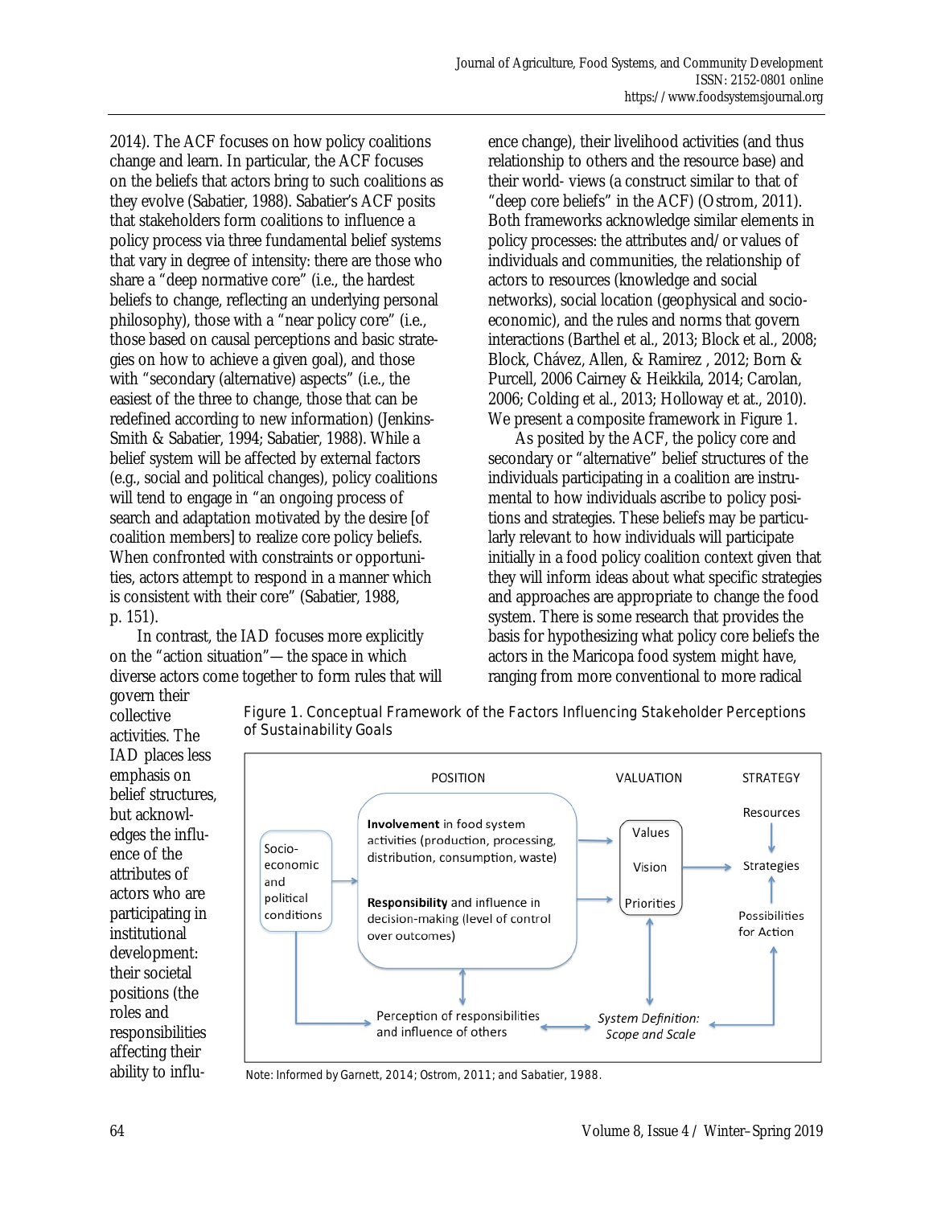2014). The ACF focuses on how policy coalitions change and learn. In particular, the ACF focuses on the beliefs that actors bring to such coalitions as they evolve (Sabatier, 1988). Sabatier's ACF posits that stakeholders form coalitions to influence a policy process via three fundamental belief systems that vary in degree of intensity: there are those who share a "deep normative core" (i.e., the hardest beliefs to change, reflecting an underlying personal philosophy), those with a "near policy core" (i.e., those based on causal perceptions and basic strategies on how to achieve a given goal), and those with "secondary (alternative) aspects" (i.e., the easiest of the three to change, those that can be redefined according to new information) (Jenkins-Smith & Sabatier, 1994; Sabatier, 1988). While a belief system will be affected by external factors (e.g., social and political changes), policy coalitions will tend to engage in "an ongoing process of search and adaptation motivated by the desire [of coalition members] to realize core policy beliefs. When confronted with constraints or opportunities, actors attempt to respond in a manner which is consistent with their core" (Sabatier, 1988, p. 151).

In contrast, the IAD focuses more explicitly on the "action situation"— the space in which diverse actors come together to form rules that will govern their collective activities. The IAD places less emphasis on belief structures, but acknowledges the influence of the attributes of actors who are participating in institutional development: their societal positions (the roles and responsibilities affecting their ability to influence change), their livelihood activities (and thus relationship to others and the resource base) and their world- views (a construct similar to that of "deep core beliefs" in the ACF) (Ostrom, 2011). Both frameworks acknowledge similar elements in policy processes: the attributes and/or values of individuals and communities, the relationship of actors to resources (knowledge and social networks), social location (geophysical and socio-economic), and the rules and norms that govern interactions (Barthel et al., 2013; Block et al., 2008; Block, Chávez, Allen, & Ramirez , 2012; Born & Purcell, 2006 Cairney & Heikkila, 2014; Carolan, 2006; Colding et al., 2013; Holloway et at., 2010). We present a composite framework in Figure 1.

As posited by the ACF, the policy core and secondary or "alternative" belief structures of the individuals participating in a coalition are instrumental to how individuals ascribe to policy positions and strategies. These beliefs may be particularly relevant to how individuals will participate initially in a food policy coalition context given that they will inform ideas about what specific strategies and approaches are appropriate to change the food system. There is some research that provides the basis for hypothesizing what policy core beliefs the actors in the Maricopa food system might have, ranging from more conventional to more radical

Figure 1. Conceptual Framework of the Factors Influencing Stakeholder Perceptions of Sustainability Goals

Note: Informed by Garnett, 2014; Ostrom, 2011; and Sabatier, 1988.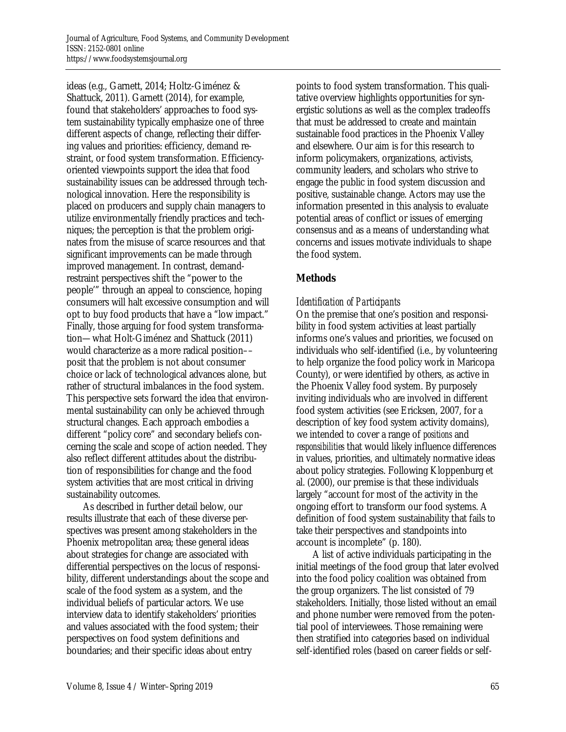ideas (e.g., Garnett, 2014; Holtz-Giménez & Shattuck, 2011). Garnett (2014), for example, found that stakeholders' approaches to food system sustainability typically emphasize one of three different aspects of change, reflecting their differing values and priorities: efficiency, demand restraint, or food system transformation. Efficiency-oriented viewpoints support the idea that food sustainability issues can be addressed through technological innovation. Here the responsibility is placed on producers and supply chain managers to utilize environmentally friendly practices and techniques; the perception is that the problem originates from the misuse of scarce resources and that significant improvements can be made through improved management. In contrast, demand-restraint perspectives shift the "power to the people'" through an appeal to conscience, hoping consumers will halt excessive consumption and will opt to buy food products that have a "low impact." Finally, those arguing for food system transformation—what Holt-Giménez and Shattuck (2011) would characterize as a more radical position––posit that the problem is not about consumer choice or lack of technological advances alone, but rather of structural imbalances in the food system. This perspective sets forward the idea that environmental sustainability can only be achieved through structural changes. Each approach embodies a different "policy core" and secondary beliefs concerning the scale and scope of action needed. They also reflect different attitudes about the distribution of responsibilities for change and the food system activities that are most critical in driving sustainability outcomes.

As described in further detail below, our results illustrate that each of these diverse perspectives was present among stakeholders in the Phoenix metropolitan area; these general ideas about strategies for change are associated with differential perspectives on the locus of responsibility, different understandings about the scope and scale of the food system as a system, and the individual beliefs of particular actors. We use interview data to identify stakeholders' priorities and values associated with the food system; their perspectives on food system definitions and boundaries; and their specific ideas about entry points to food system transformation. This qualitative overview highlights opportunities for synergistic solutions as well as the complex tradeoffs that must be addressed to create and maintain sustainable food practices in the Phoenix Valley and elsewhere. Our aim is for this research to inform policymakers, organizations, activists, community leaders, and scholars who strive to engage the public in food system discussion and positive, sustainable change. Actors may use the information presented in this analysis to evaluate potential areas of conflict or issues of emerging consensus and as a means of understanding what concerns and issues motivate individuals to shape the food system.

## Methods

### *Identification of Participants*

On the premise that one's position and responsibility in food system activities at least partially informs one's values and priorities, we focused on individuals who self-identified (i.e., by volunteering to help organize the food policy work in Maricopa County), or were identified by others, as active in the Phoenix Valley food system. By purposely inviting individuals who are involved in different food system activities (see Ericksen, 2007, for a description of key food system activity domains), we intended to cover a range of *positions* and *responsibilities* that would likely influence differences in values, priorities, and ultimately normative ideas about policy strategies. Following Kloppenburg et al. (2000), our premise is that these individuals largely "account for most of the activity in the ongoing effort to transform our food systems. A definition of food system sustainability that fails to take their perspectives and standpoints into account is incomplete" (p. 180).

A list of active individuals participating in the initial meetings of the food group that later evolved into the food policy coalition was obtained from the group organizers. The list consisted of 79 stakeholders. Initially, those listed without an email and phone number were removed from the potential pool of interviewees. Those remaining were then stratified into categories based on individual self-identified roles (based on career fields or self-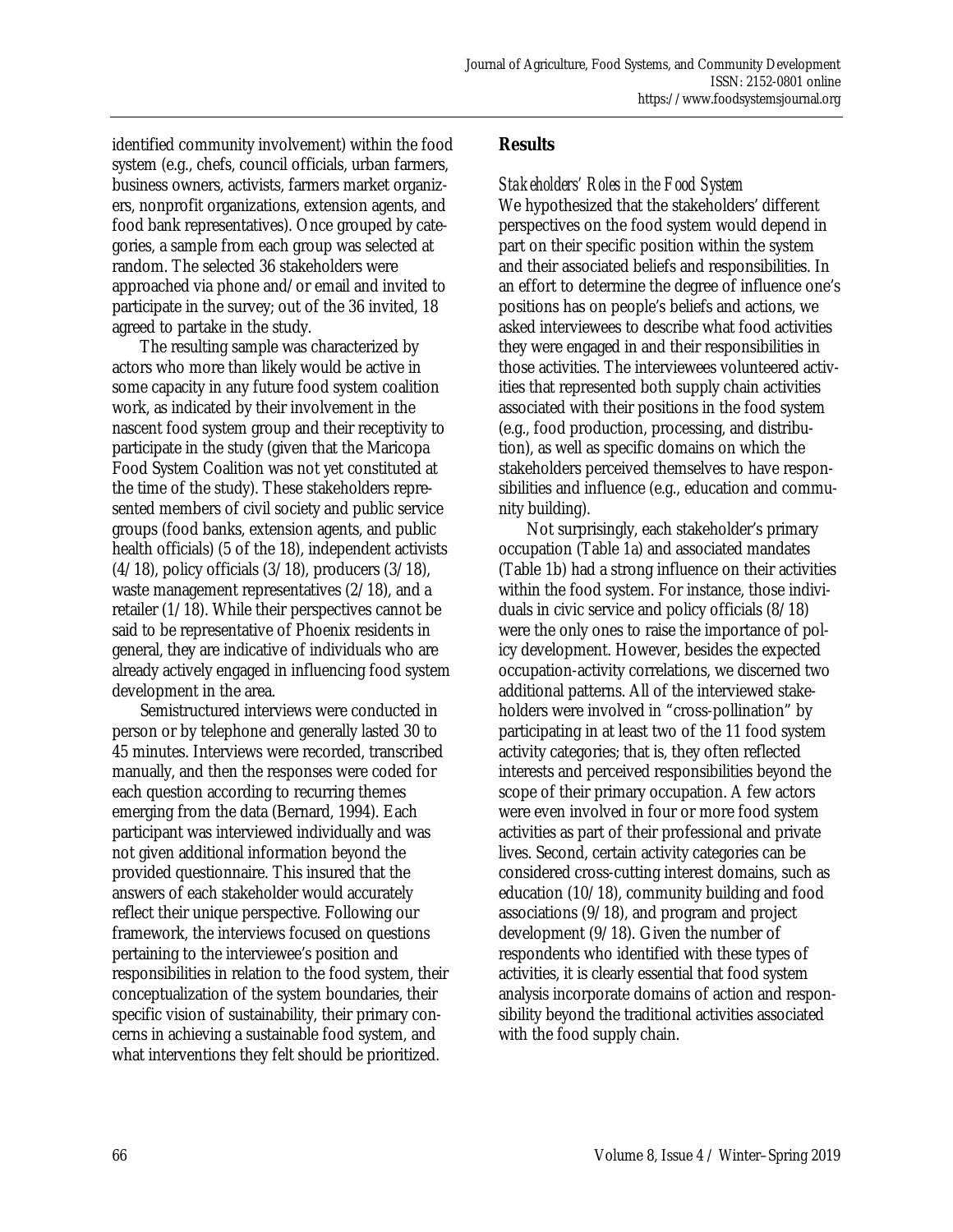identified community involvement) within the food system (e.g., chefs, council officials, urban farmers, business owners, activists, farmers market organizers, nonprofit organizations, extension agents, and food bank representatives). Once grouped by categories, a sample from each group was selected at random. The selected 36 stakeholders were approached via phone and/or email and invited to participate in the survey; out of the 36 invited, 18 agreed to partake in the study.

The resulting sample was characterized by actors who more than likely would be active in some capacity in any future food system coalition work, as indicated by their involvement in the nascent food system group and their receptivity to participate in the study (given that the Maricopa Food System Coalition was not yet constituted at the time of the study). These stakeholders represented members of civil society and public service groups (food banks, extension agents, and public health officials) (5 of the 18), independent activists (4/18), policy officials (3/18), producers (3/18), waste management representatives (2/18), and a retailer (1/18). While their perspectives cannot be said to be representative of Phoenix residents in general, they are indicative of individuals who are already actively engaged in influencing food system development in the area.

Semistructured interviews were conducted in person or by telephone and generally lasted 30 to 45 minutes. Interviews were recorded, transcribed manually, and then the responses were coded for each question according to recurring themes emerging from the data (Bernard, 1994). Each participant was interviewed individually and was not given additional information beyond the provided questionnaire. This insured that the answers of each stakeholder would accurately reflect their unique perspective. Following our framework, the interviews focused on questions pertaining to the interviewee's position and responsibilities in relation to the food system, their conceptualization of the system boundaries, their specific vision of sustainability, their primary concerns in achieving a sustainable food system, and what interventions they felt should be prioritized.

## Results

### *Stakeholders' Roles in the Food System*

We hypothesized that the stakeholders' different perspectives on the food system would depend in part on their specific position within the system and their associated beliefs and responsibilities. In an effort to determine the degree of influence one's positions has on people's beliefs and actions, we asked interviewees to describe what food activities they were engaged in and their responsibilities in those activities. The interviewees volunteered activities that represented both supply chain activities associated with their positions in the food system (e.g., food production, processing, and distribution), as well as specific domains on which the stakeholders perceived themselves to have responsibilities and influence (e.g., education and community building).

Not surprisingly, each stakeholder's primary occupation (Table 1a) and associated mandates (Table 1b) had a strong influence on their activities within the food system. For instance, those individuals in civic service and policy officials (8/18) were the only ones to raise the importance of policy development. However, besides the expected occupation-activity correlations, we discerned two additional patterns. All of the interviewed stakeholders were involved in "cross-pollination" by participating in at least two of the 11 food system activity categories; that is, they often reflected interests and perceived responsibilities beyond the scope of their primary occupation. A few actors were even involved in four or more food system activities as part of their professional and private lives. Second, certain activity categories can be considered cross-cutting interest domains, such as education (10/18), community building and food associations (9/18), and program and project development (9/18). Given the number of respondents who identified with these types of activities, it is clearly essential that food system analysis incorporate domains of action and responsibility beyond the traditional activities associated with the food supply chain.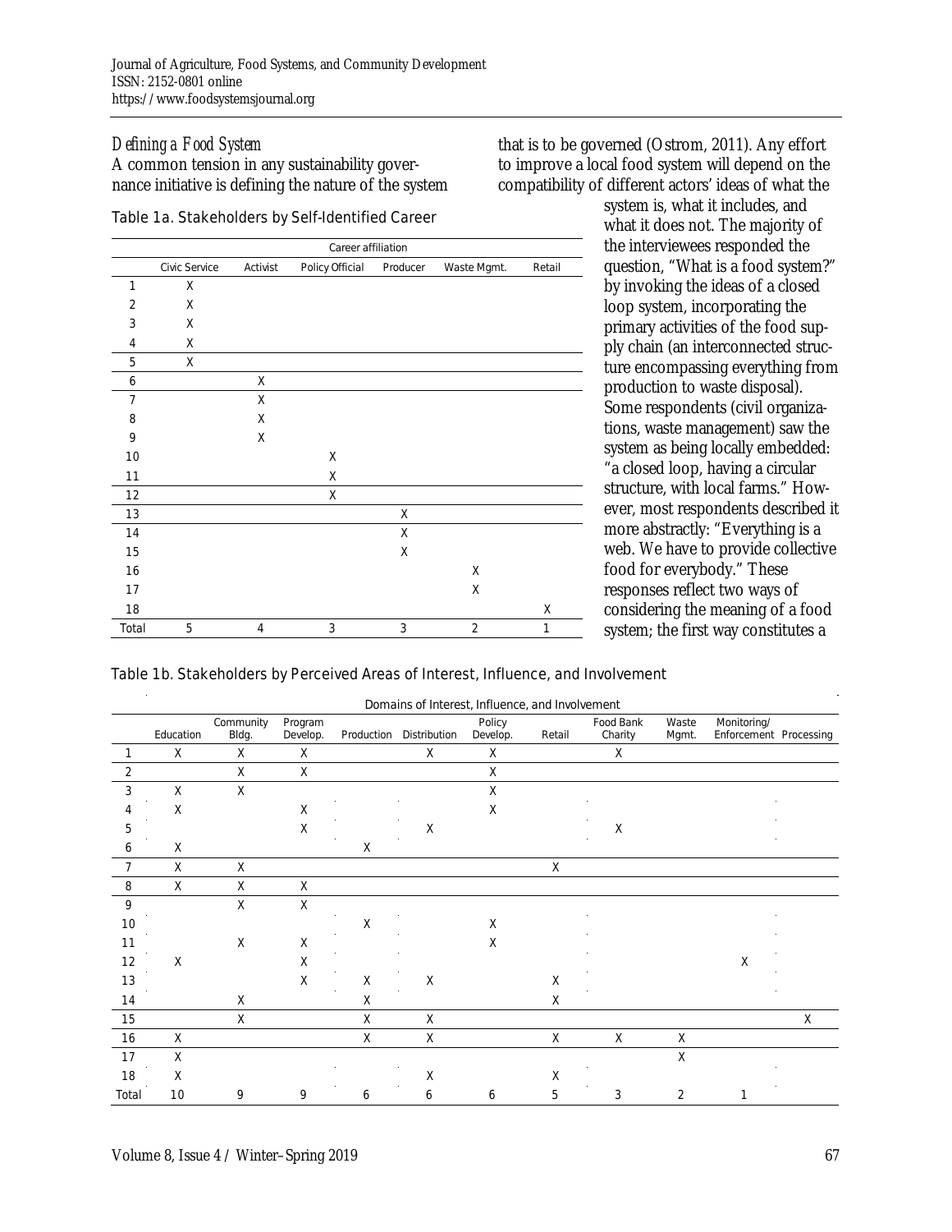### *Defining a Food System*

A common tension in any sustainability governance initiative is defining the nature of the system that is to be governed (Ostrom, 2011). Any effort to improve a local food system will depend on the compatibility of different actors' ideas of what the system is, what it includes, and what it does not. The majority of the interviewees responded the question, "What is a food system?" by invoking the ideas of a closed loop system, incorporating the primary activities of the food supply chain (an interconnected structure encompassing everything from production to waste disposal). Some respondents (civil organizations, waste management) saw the system as being locally embedded: "a closed loop, having a circular structure, with local farms." However, most respondents described it more abstractly: "Everything is a web. We have to provide collective food for everybody." These responses reflect two ways of considering the meaning of a food system; the first way constitutes a

Table 1a. Stakeholders by Self-Identified Career

| | Career affiliation | | | | | |
|---|---|---|---|---|---|---|
| | Civic Service | Activist | Policy Official | Producer | Waste Mgmt. | Retail |
| 1 | X | | | | | |
| 2 | X | | | | | |
| 3 | X | | | | | |
| 4 | X | | | | | |
| 5 | X | | | | | |
| 6 | | X | | | | |
| 7 | | X | | | | |
| 8 | | X | | | | |
| 9 | | X | | | | |
| 10 | | | X | | | |
| 11 | | | X | | | |
| 12 | | | X | | | |
| 13 | | | | X | | |
| 14 | | | | X | | |
| 15 | | | | X | | |
| 16 | | | | | X | |
| 17 | | | | | X | |
| 18 | | | | | | X |
| Total | 5 | 4 | 3 | 3 | 2 | 1 |

Table 1b. Stakeholders by Perceived Areas of Interest, Influence, and Involvement

| | Domains of Interest, Influence, and Involvement | | | | | | | | | | |
|---|---|---|---|---|---|---|---|---|---|---|---|
| | Education | Community Bldg. | Program Develop. | Production | Distribution | Policy Develop. | Retail | Food Bank Charity | Waste Mgmt. | Monitoring/ Enforcement | Processing |
| 1 | X | X | X | | X | X | | X | | | |
| 2 | | X | X | | | X | | | | | |
| 3 | X | X | | | | X | | | | | |
| 4 | X | | X | | | X | | | | | |
| 5 | | | X | | X | | | X | | | |
| 6 | X | | | X | | | | | | | |
| 7 | X | X | | | | | X | | | | |
| 8 | X | X | X | | | | | | | | |
| 9 | | X | X | | | | | | | | |
| 10 | | | | X | | X | | | | | |
| 11 | | X | X | | | X | | | | | |
| 12 | X | | X | | | | | | | X | |
| 13 | | | X | X | X | | X | | | | |
| 14 | | X | | X | | | X | | | | |
| 15 | | X | | X | X | | | | | | X |
| 16 | X | | | X | X | | X | X | X | | |
| 17 | X | | | | | | | | X | | |
| 18 | X | | | | X | | X | | | | |
| Total | 10 | 9 | 9 | 6 | 6 | 6 | 5 | 3 | 2 | 1 | |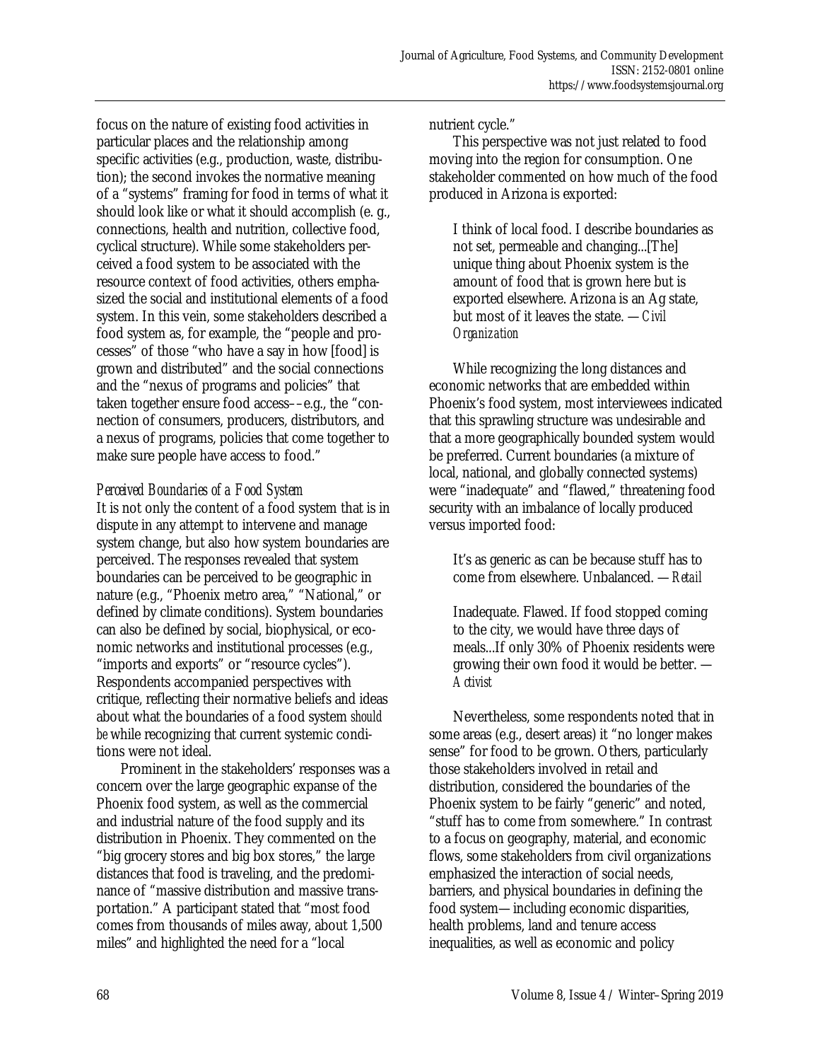focus on the nature of existing food activities in particular places and the relationship among specific activities (e.g., production, waste, distribution); the second invokes the normative meaning of a "systems" framing for food in terms of what it should look like or what it should accomplish (e. g., connections, health and nutrition, collective food, cyclical structure). While some stakeholders perceived a food system to be associated with the resource context of food activities, others emphasized the social and institutional elements of a food system. In this vein, some stakeholders described a food system as, for example, the "people and processes" of those "who have a say in how [food] is grown and distributed" and the social connections and the "nexus of programs and policies" that taken together ensure food access––e.g., the "connection of consumers, producers, distributors, and a nexus of programs, policies that come together to make sure people have access to food."

### *Perceived Boundaries of a Food System*

It is not only the content of a food system that is in dispute in any attempt to intervene and manage system change, but also how system boundaries are perceived. The responses revealed that system boundaries can be perceived to be geographic in nature (e.g., "Phoenix metro area," "National," or defined by climate conditions). System boundaries can also be defined by social, biophysical, or economic networks and institutional processes (e.g., "imports and exports" or "resource cycles"). Respondents accompanied perspectives with critique, reflecting their normative beliefs and ideas about what the boundaries of a food system *should be* while recognizing that current systemic conditions were not ideal.

Prominent in the stakeholders' responses was a concern over the large geographic expanse of the Phoenix food system, as well as the commercial and industrial nature of the food supply and its distribution in Phoenix. They commented on the "big grocery stores and big box stores," the large distances that food is traveling, and the predominance of "massive distribution and massive transportation." A participant stated that "most food comes from thousands of miles away, about 1,500 miles" and highlighted the need for a "local nutrient cycle."

This perspective was not just related to food moving into the region for consumption. One stakeholder commented on how much of the food produced in Arizona is exported:

> I think of local food. I describe boundaries as not set, permeable and changing...[The] unique thing about Phoenix system is the amount of food that is grown here but is exported elsewhere. Arizona is an Ag state, but most of it leaves the state. —*Civil Organization*

While recognizing the long distances and economic networks that are embedded within Phoenix's food system, most interviewees indicated that this sprawling structure was undesirable and that a more geographically bounded system would be preferred. Current boundaries (a mixture of local, national, and globally connected systems) were "inadequate" and "flawed," threatening food security with an imbalance of locally produced versus imported food:

> It's as generic as can be because stuff has to come from elsewhere. Unbalanced. —*Retail*

> Inadequate. Flawed. If food stopped coming to the city, we would have three days of meals...If only 30% of Phoenix residents were growing their own food it would be better. —*Activist*

Nevertheless, some respondents noted that in some areas (e.g., desert areas) it "no longer makes sense" for food to be grown. Others, particularly those stakeholders involved in retail and distribution, considered the boundaries of the Phoenix system to be fairly "generic" and noted, "stuff has to come from somewhere." In contrast to a focus on geography, material, and economic flows, some stakeholders from civil organizations emphasized the interaction of social needs, barriers, and physical boundaries in defining the food system—including economic disparities, health problems, land and tenure access inequalities, as well as economic and policy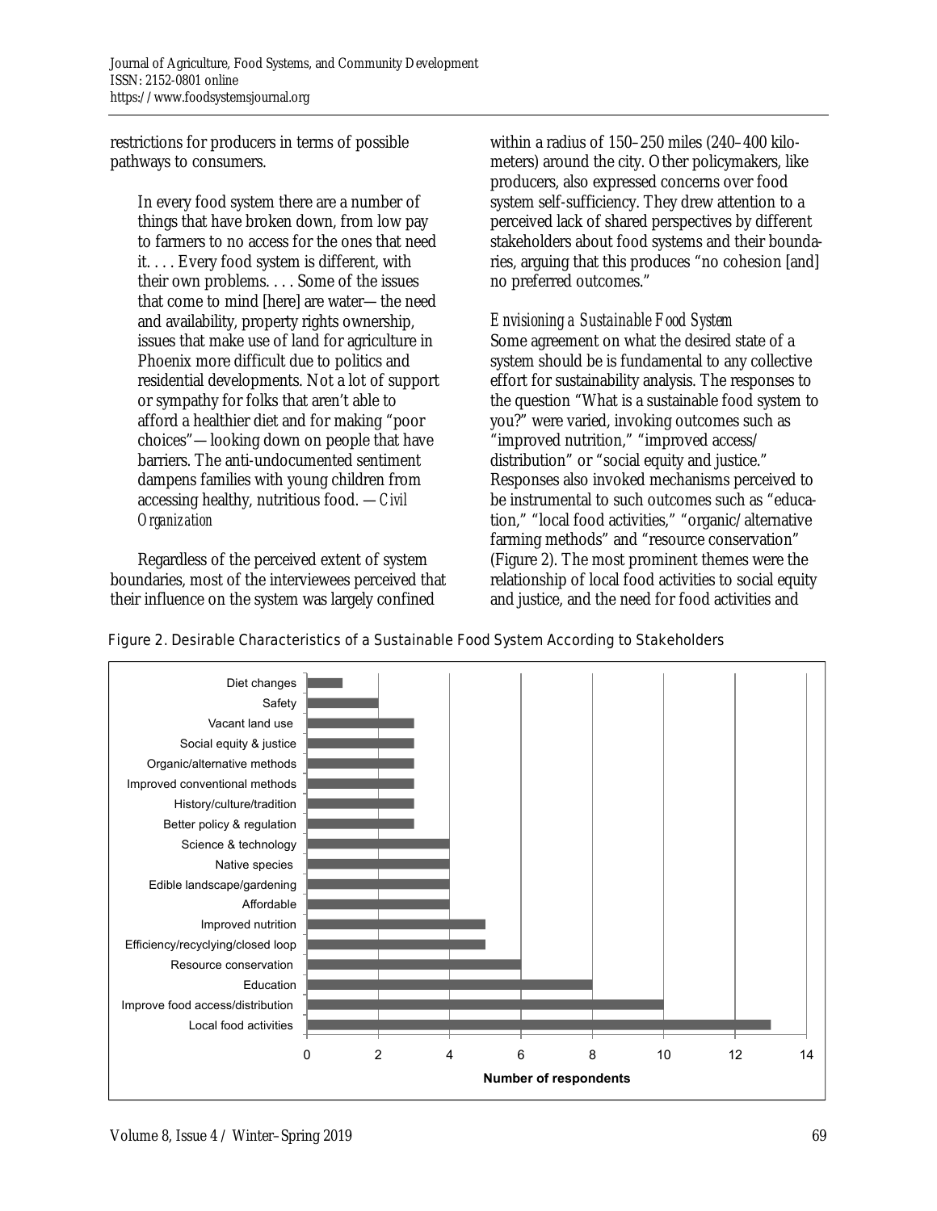restrictions for producers in terms of possible pathways to consumers.

> In every food system there are a number of things that have broken down, from low pay to farmers to no access for the ones that need it. . . . Every food system is different, with their own problems. . . . Some of the issues that come to mind [here] are water—the need and availability, property rights ownership, issues that make use of land for agriculture in Phoenix more difficult due to politics and residential developments. Not a lot of support or sympathy for folks that aren't able to afford a healthier diet and for making "poor choices"—looking down on people that have barriers. The anti-undocumented sentiment dampens families with young children from accessing healthy, nutritious food. —*Civil Organization*

Regardless of the perceived extent of system boundaries, most of the interviewees perceived that their influence on the system was largely confined within a radius of 150–250 miles (240–400 kilometers) around the city. Other policymakers, like producers, also expressed concerns over food system self-sufficiency. They drew attention to a perceived lack of shared perspectives by different stakeholders about food systems and their boundaries, arguing that this produces "no cohesion [and] no preferred outcomes."

### *Envisioning a Sustainable Food System*

Some agreement on what the desired state of a system should be is fundamental to any collective effort for sustainability analysis. The responses to the question "What is a sustainable food system to you?" were varied, invoking outcomes such as "improved nutrition," "improved access/distribution" or "social equity and justice." Responses also invoked mechanisms perceived to be instrumental to such outcomes such as "education," "local food activities," "organic/alternative farming methods" and "resource conservation" (Figure 2). The most prominent themes were the relationship of local food activities to social equity and justice, and the need for food activities and

Figure 2. Desirable Characteristics of a Sustainable Food System According to Stakeholders

| Characteristic | Number of respondents |
| --- | --- |
| Diet changes | 1 |
| Safety | 2 |
| Vacant land use | 3 |
| Social equity & justice | 3 |
| Organic/alternative methods | 3 |
| Improved conventional methods | 3 |
| History/culture/tradition | 3 |
| Better policy & regulation | 3 |
| Science & technology | 4 |
| Native species | 4 |
| Edible landscape/gardening | 4 |
| Affordable | 4 |
| Improved nutrition | 5 |
| Efficiency/recyclying/closed loop | 5 |
| Resource conservation | 6 |
| Education | 8 |
| Improve food access/distribution | 10 |
| Local food activities | 13 |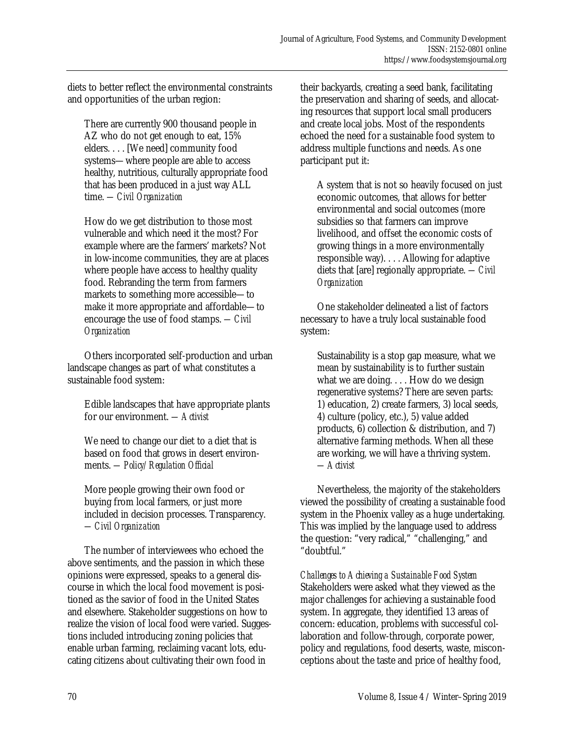diets to better reflect the environmental constraints and opportunities of the urban region:

> There are currently 900 thousand people in AZ who do not get enough to eat, 15% elders. . . . [We need] community food systems—where people are able to access healthy, nutritious, culturally appropriate food that has been produced in a just way ALL time. —*Civil Organization*

> How do we get distribution to those most vulnerable and which need it the most? For example where are the farmers' markets? Not in low-income communities, they are at places where people have access to healthy quality food. Rebranding the term from farmers markets to something more accessible—to make it more appropriate and affordable—to encourage the use of food stamps. —*Civil Organization*

Others incorporated self-production and urban landscape changes as part of what constitutes a sustainable food system:

> Edible landscapes that have appropriate plants for our environment. —*Activist*

> We need to change our diet to a diet that is based on food that grows in desert environments. —*Policy/Regulation Official*

> More people growing their own food or buying from local farmers, or just more included in decision processes. Transparency. —*Civil Organization*

The number of interviewees who echoed the above sentiments, and the passion in which these opinions were expressed, speaks to a general discourse in which the local food movement is positioned as the savior of food in the United States and elsewhere. Stakeholder suggestions on how to realize the vision of local food were varied. Suggestions included introducing zoning policies that enable urban farming, reclaiming vacant lots, educating citizens about cultivating their own food in their backyards, creating a seed bank, facilitating the preservation and sharing of seeds, and allocating resources that support local small producers and create local jobs. Most of the respondents echoed the need for a sustainable food system to address multiple functions and needs. As one participant put it:

> A system that is not so heavily focused on just economic outcomes, that allows for better environmental and social outcomes (more subsidies so that farmers can improve livelihood, and offset the economic costs of growing things in a more environmentally responsible way). . . . Allowing for adaptive diets that [are] regionally appropriate. —*Civil Organization*

One stakeholder delineated a list of factors necessary to have a truly local sustainable food system:

> Sustainability is a stop gap measure, what we mean by sustainability is to further sustain what we are doing. . . . How do we design regenerative systems? There are seven parts: 1) education, 2) create farmers, 3) local seeds, 4) culture (policy, etc.), 5) value added products, 6) collection & distribution, and 7) alternative farming methods. When all these are working, we will have a thriving system. —*Activist*

Nevertheless, the majority of the stakeholders viewed the possibility of creating a sustainable food system in the Phoenix valley as a huge undertaking. This was implied by the language used to address the question: "very radical," "challenging," and "doubtful."

### *Challenges to Achieving a Sustainable Food System*

Stakeholders were asked what they viewed as the major challenges for achieving a sustainable food system. In aggregate, they identified 13 areas of concern: education, problems with successful collaboration and follow-through, corporate power, policy and regulations, food deserts, waste, misconceptions about the taste and price of healthy food,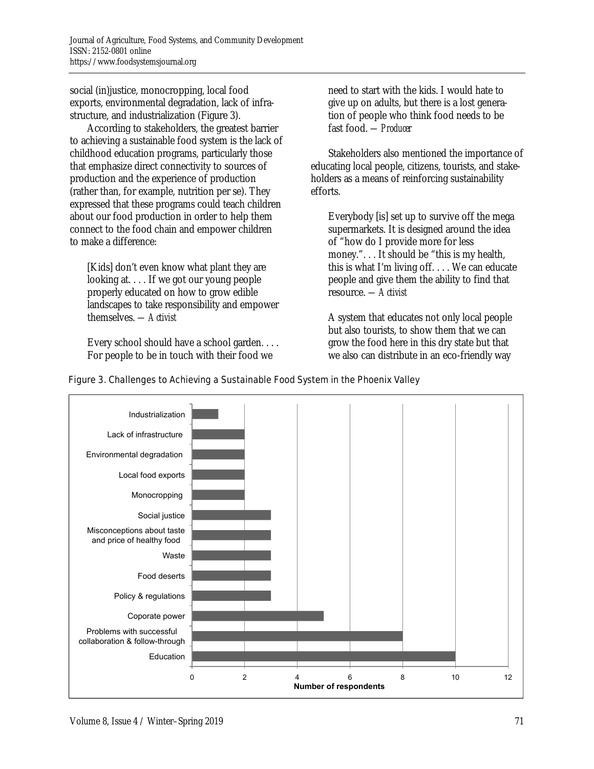social (in)justice, monocropping, local food exports, environmental degradation, lack of infrastructure, and industrialization (Figure 3).

According to stakeholders, the greatest barrier to achieving a sustainable food system is the lack of childhood education programs, particularly those that emphasize direct connectivity to sources of production and the experience of production (rather than, for example, nutrition per se). They expressed that these programs could teach children about our food production in order to help them connect to the food chain and empower children to make a difference:

> [Kids] don't even know what plant they are looking at. . . . If we got our young people properly educated on how to grow edible landscapes to take responsibility and empower themselves. — *Activist*

> Every school should have a school garden. . . . For people to be in touch with their food we need to start with the kids. I would hate to give up on adults, but there is a lost generation of people who think food needs to be fast food. — *Producer*

Stakeholders also mentioned the importance of educating local people, citizens, tourists, and stakeholders as a means of reinforcing sustainability efforts.

> Everybody [is] set up to survive off the mega supermarkets. It is designed around the idea of "how do I provide more for less money.". . . It should be "this is my health, this is what I'm living off. . . . We can educate people and give them the ability to find that resource. — *Activist*

> A system that educates not only local people but also tourists, to show them that we can grow the food here in this dry state but that we also can distribute in an eco-friendly way

Figure 3. Challenges to Achieving a Sustainable Food System in the Phoenix Valley

| Challenge | Number of respondents |
|---|---|
| Industrialization | 1 |
| Lack of infrastructure | 2 |
| Environmental degradation | 2 |
| Local food exports | 2 |
| Monocropping | 2 |
| Social justice | 3 |
| Misconceptions about taste and price of healthy food | 3 |
| Waste | 3 |
| Food deserts | 3 |
| Policy & regulations | 3 |
| Coporate power | 5 |
| Problems with successful collaboration & follow-through | 8 |
| Education | 10 |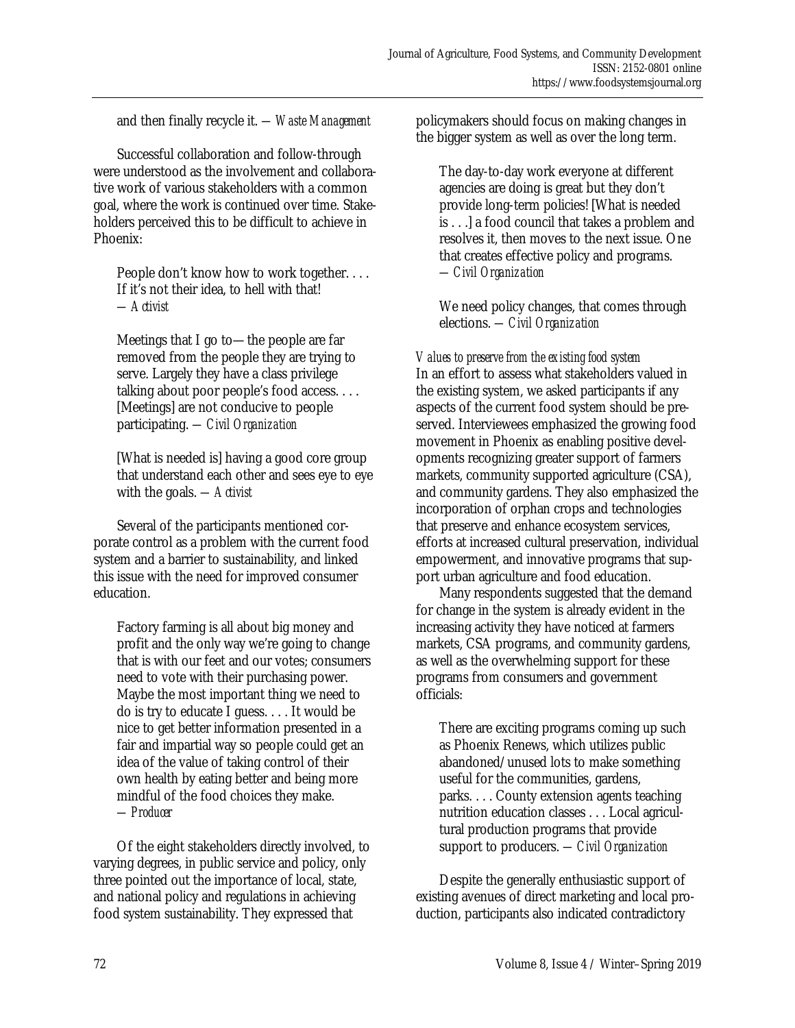and then finally recycle it. — *Waste Management*

Successful collaboration and follow-through were understood as the involvement and collaborative work of various stakeholders with a common goal, where the work is continued over time. Stakeholders perceived this to be difficult to achieve in Phoenix:

> People don't know how to work together. . . . If it's not their idea, to hell with that! — *Activist*

> Meetings that I go to—the people are far removed from the people they are trying to serve. Largely they have a class privilege talking about poor people's food access. . . . [Meetings] are not conducive to people participating. — *Civil Organization*

> [What is needed is] having a good core group that understand each other and sees eye to eye with the goals. — *Activist*

Several of the participants mentioned corporate control as a problem with the current food system and a barrier to sustainability, and linked this issue with the need for improved consumer education.

> Factory farming is all about big money and profit and the only way we're going to change that is with our feet and our votes; consumers need to vote with their purchasing power. Maybe the most important thing we need to do is try to educate I guess. . . . It would be nice to get better information presented in a fair and impartial way so people could get an idea of the value of taking control of their own health by eating better and being more mindful of the food choices they make. — *Producer*

Of the eight stakeholders directly involved, to varying degrees, in public service and policy, only three pointed out the importance of local, state, and national policy and regulations in achieving food system sustainability. They expressed that policymakers should focus on making changes in the bigger system as well as over the long term.

> The day-to-day work everyone at different agencies are doing is great but they don't provide long-term policies! [What is needed is . . .] a food council that takes a problem and resolves it, then moves to the next issue. One that creates effective policy and programs. — *Civil Organization*

> We need policy changes, that comes through elections. — *Civil Organization*

*Values to preserve from the existing food system*

In an effort to assess what stakeholders valued in the existing system, we asked participants if any aspects of the current food system should be preserved. Interviewees emphasized the growing food movement in Phoenix as enabling positive developments recognizing greater support of farmers markets, community supported agriculture (CSA), and community gardens. They also emphasized the incorporation of orphan crops and technologies that preserve and enhance ecosystem services, efforts at increased cultural preservation, individual empowerment, and innovative programs that support urban agriculture and food education.

Many respondents suggested that the demand for change in the system is already evident in the increasing activity they have noticed at farmers markets, CSA programs, and community gardens, as well as the overwhelming support for these programs from consumers and government officials:

> There are exciting programs coming up such as Phoenix Renews, which utilizes public abandoned/unused lots to make something useful for the communities, gardens, parks. . . . County extension agents teaching nutrition education classes . . . Local agricultural production programs that provide support to producers. — *Civil Organization*

Despite the generally enthusiastic support of existing avenues of direct marketing and local production, participants also indicated contradictory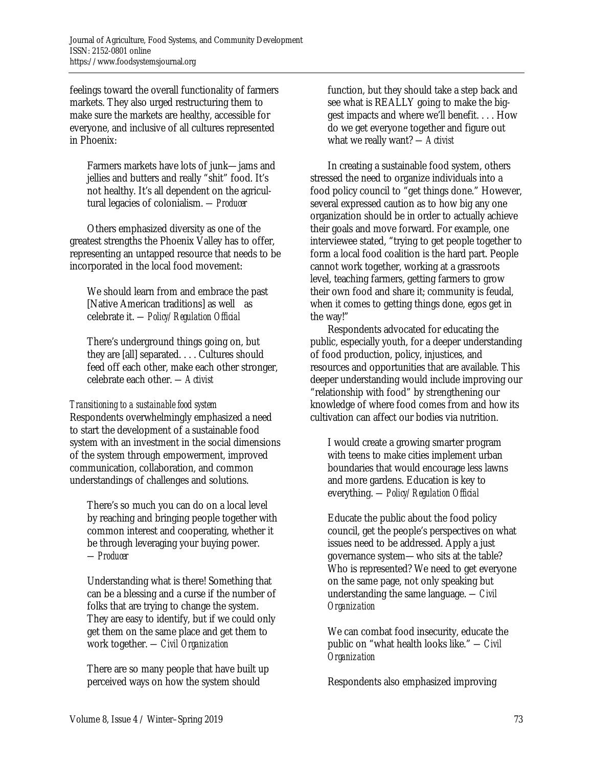feelings toward the overall functionality of farmers markets. They also urged restructuring them to make sure the markets are healthy, accessible for everyone, and inclusive of all cultures represented in Phoenix:

> Farmers markets have lots of junk—jams and jellies and butters and really "shit" food. It's not healthy. It's all dependent on the agricultural legacies of colonialism. —*Producer*

Others emphasized diversity as one of the greatest strengths the Phoenix Valley has to offer, representing an untapped resource that needs to be incorporated in the local food movement:

> We should learn from and embrace the past [Native American traditions] as well as celebrate it. —*Policy/Regulation Official*

> There's underground things going on, but they are [all] separated. . . . Cultures should feed off each other, make each other stronger, celebrate each other. —*Activist*

*Transitioning to a sustainable food system*

Respondents overwhelmingly emphasized a need to start the development of a sustainable food system with an investment in the social dimensions of the system through empowerment, improved communication, collaboration, and common understandings of challenges and solutions.

> There's so much you can do on a local level by reaching and bringing people together with common interest and cooperating, whether it be through leveraging your buying power. —*Producer*

> Understanding what is there! Something that can be a blessing and a curse if the number of folks that are trying to change the system. They are easy to identify, but if we could only get them on the same place and get them to work together. —*Civil Organization*

> There are so many people that have built up perceived ways on how the system should function, but they should take a step back and see what is REALLY going to make the biggest impacts and where we'll benefit. . . . How do we get everyone together and figure out what we really want? —*Activist*

In creating a sustainable food system, others stressed the need to organize individuals into a food policy council to "get things done." However, several expressed caution as to how big any one organization should be in order to actually achieve their goals and move forward. For example, one interviewee stated, "trying to get people together to form a local food coalition is the hard part. People cannot work together, working at a grassroots level, teaching farmers, getting farmers to grow their own food and share it; community is feudal, when it comes to getting things done, egos get in the way!"

Respondents advocated for educating the public, especially youth, for a deeper understanding of food production, policy, injustices, and resources and opportunities that are available. This deeper understanding would include improving our "relationship with food" by strengthening our knowledge of where food comes from and how its cultivation can affect our bodies via nutrition.

> I would create a growing smarter program with teens to make cities implement urban boundaries that would encourage less lawns and more gardens. Education is key to everything. —*Policy/Regulation Official*

> Educate the public about the food policy council, get the people's perspectives on what issues need to be addressed. Apply a just governance system—who sits at the table? Who is represented? We need to get everyone on the same page, not only speaking but understanding the same language. —*Civil Organization*

> We can combat food insecurity, educate the public on "what health looks like." —*Civil Organization*

Respondents also emphasized improving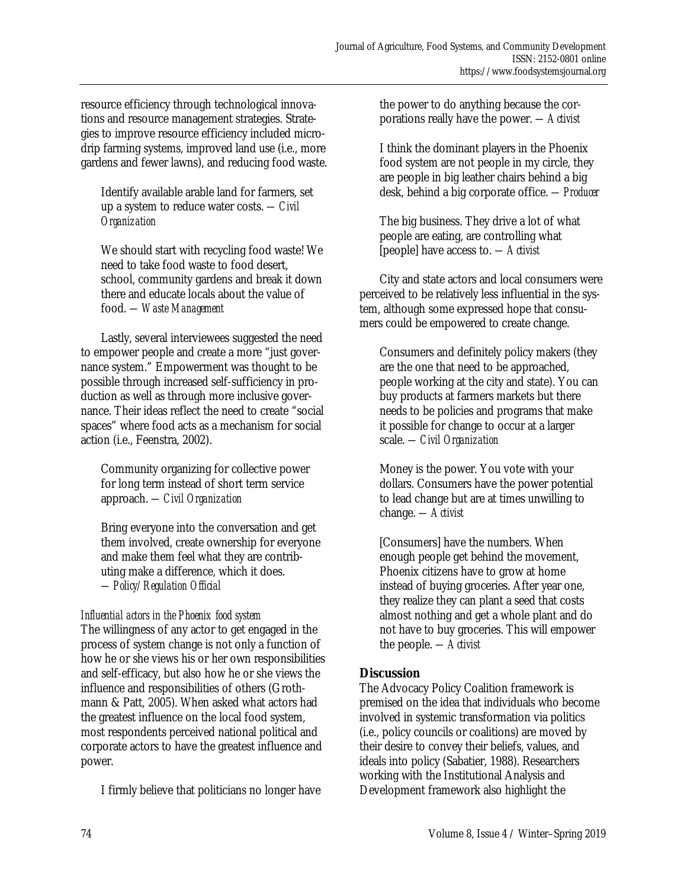resource efficiency through technological innovations and resource management strategies. Strategies to improve resource efficiency included micro-drip farming systems, improved land use (i.e., more gardens and fewer lawns), and reducing food waste.

> Identify available arable land for farmers, set up a system to reduce water costs. — *Civil Organization*

> We should start with recycling food waste! We need to take food waste to food desert, school, community gardens and break it down there and educate locals about the value of food. — *Waste Management*

Lastly, several interviewees suggested the need to empower people and create a more "just governance system." Empowerment was thought to be possible through increased self-sufficiency in production as well as through more inclusive governance. Their ideas reflect the need to create "social spaces" where food acts as a mechanism for social action (i.e., Feenstra, 2002).

> Community organizing for collective power for long term instead of short term service approach. — *Civil Organization*

> Bring everyone into the conversation and get them involved, create ownership for everyone and make them feel what they are contributing make a difference, which it does. — *Policy/Regulation Official*

*Influential actors in the Phoenix food system*

The willingness of any actor to get engaged in the process of system change is not only a function of how he or she views his or her own responsibilities and self-efficacy, but also how he or she views the influence and responsibilities of others (Grothmann & Patt, 2005). When asked what actors had the greatest influence on the local food system, most respondents perceived national political and corporate actors to have the greatest influence and power.

> I firmly believe that politicians no longer have the power to do anything because the corporations really have the power. — *Activist*

> I think the dominant players in the Phoenix food system are not people in my circle, they are people in big leather chairs behind a big desk, behind a big corporate office. — *Producer*

> The big business. They drive a lot of what people are eating, are controlling what [people] have access to. — *Activist*

City and state actors and local consumers were perceived to be relatively less influential in the system, although some expressed hope that consumers could be empowered to create change.

> Consumers and definitely policy makers (they are the one that need to be approached, people working at the city and state). You can buy products at farmers markets but there needs to be policies and programs that make it possible for change to occur at a larger scale. — *Civil Organization*

> Money is the power. You vote with your dollars. Consumers have the power potential to lead change but are at times unwilling to change. — *Activist*

> [Consumers] have the numbers. When enough people get behind the movement, Phoenix citizens have to grow at home instead of buying groceries. After year one, they realize they can plant a seed that costs almost nothing and get a whole plant and do not have to buy groceries. This will empower the people. — *Activist*

## Discussion

The Advocacy Policy Coalition framework is premised on the idea that individuals who become involved in systemic transformation via politics (i.e., policy councils or coalitions) are moved by their desire to convey their beliefs, values, and ideals into policy (Sabatier, 1988). Researchers working with the Institutional Analysis and Development framework also highlight the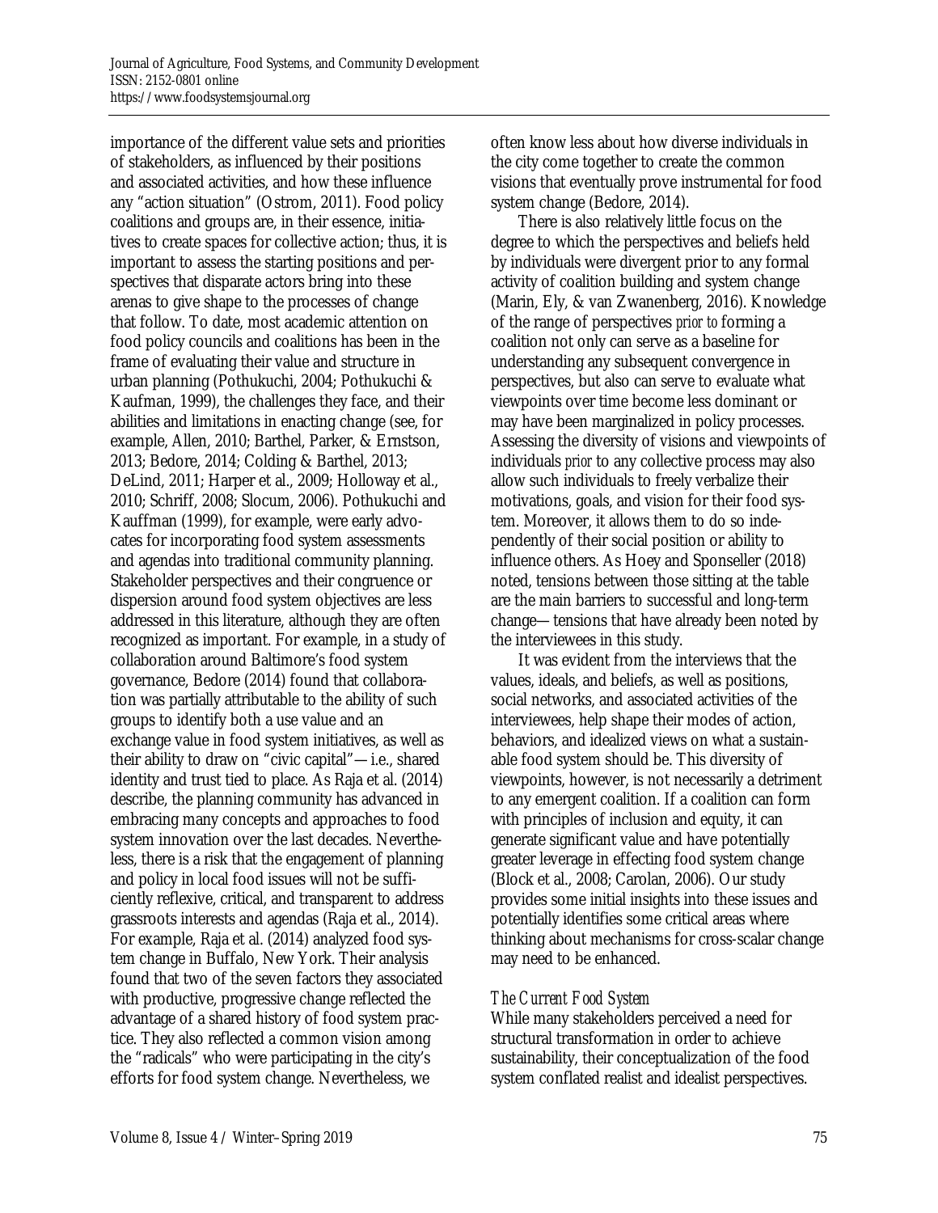importance of the different value sets and priorities of stakeholders, as influenced by their positions and associated activities, and how these influence any "action situation" (Ostrom, 2011). Food policy coalitions and groups are, in their essence, initiatives to create spaces for collective action; thus, it is important to assess the starting positions and perspectives that disparate actors bring into these arenas to give shape to the processes of change that follow. To date, most academic attention on food policy councils and coalitions has been in the frame of evaluating their value and structure in urban planning (Pothukuchi, 2004; Pothukuchi & Kaufman, 1999), the challenges they face, and their abilities and limitations in enacting change (see, for example, Allen, 2010; Barthel, Parker, & Ernstson, 2013; Bedore, 2014; Colding & Barthel, 2013; DeLind, 2011; Harper et al., 2009; Holloway et al., 2010; Schriff, 2008; Slocum, 2006). Pothukuchi and Kauffman (1999), for example, were early advocates for incorporating food system assessments and agendas into traditional community planning. Stakeholder perspectives and their congruence or dispersion around food system objectives are less addressed in this literature, although they are often recognized as important. For example, in a study of collaboration around Baltimore's food system governance, Bedore (2014) found that collaboration was partially attributable to the ability of such groups to identify both a use value and an exchange value in food system initiatives, as well as their ability to draw on "civic capital"—i.e., shared identity and trust tied to place. As Raja et al. (2014) describe, the planning community has advanced in embracing many concepts and approaches to food system innovation over the last decades. Nevertheless, there is a risk that the engagement of planning and policy in local food issues will not be sufficiently reflexive, critical, and transparent to address grassroots interests and agendas (Raja et al., 2014). For example, Raja et al. (2014) analyzed food system change in Buffalo, New York. Their analysis found that two of the seven factors they associated with productive, progressive change reflected the advantage of a shared history of food system practice. They also reflected a common vision among the "radicals" who were participating in the city's efforts for food system change. Nevertheless, we often know less about how diverse individuals in the city come together to create the common visions that eventually prove instrumental for food system change (Bedore, 2014).

There is also relatively little focus on the degree to which the perspectives and beliefs held by individuals were divergent prior to any formal activity of coalition building and system change (Marin, Ely, & van Zwanenberg, 2016). Knowledge of the range of perspectives *prior to* forming a coalition not only can serve as a baseline for understanding any subsequent convergence in perspectives, but also can serve to evaluate what viewpoints over time become less dominant or may have been marginalized in policy processes. Assessing the diversity of visions and viewpoints of individuals *prior* to any collective process may also allow such individuals to freely verbalize their motivations, goals, and vision for their food system. Moreover, it allows them to do so independently of their social position or ability to influence others. As Hoey and Sponseller (2018) noted, tensions between those sitting at the table are the main barriers to successful and long-term change—tensions that have already been noted by the interviewees in this study.

It was evident from the interviews that the values, ideals, and beliefs, as well as positions, social networks, and associated activities of the interviewees, help shape their modes of action, behaviors, and idealized views on what a sustainable food system should be. This diversity of viewpoints, however, is not necessarily a detriment to any emergent coalition. If a coalition can form with principles of inclusion and equity, it can generate significant value and have potentially greater leverage in effecting food system change (Block et al., 2008; Carolan, 2006). Our study provides some initial insights into these issues and potentially identifies some critical areas where thinking about mechanisms for cross-scalar change may need to be enhanced.

### *The Current Food System*

While many stakeholders perceived a need for structural transformation in order to achieve sustainability, their conceptualization of the food system conflated realist and idealist perspectives.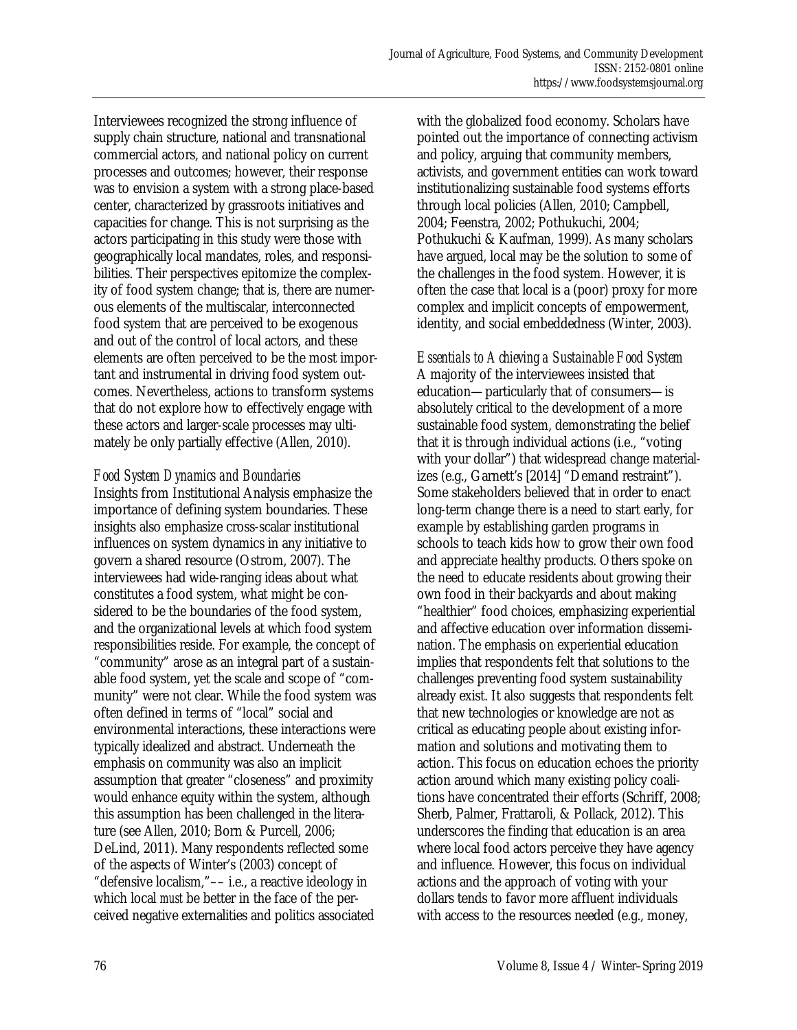Interviewees recognized the strong influence of supply chain structure, national and transnational commercial actors, and national policy on current processes and outcomes; however, their response was to envision a system with a strong place-based center, characterized by grassroots initiatives and capacities for change. This is not surprising as the actors participating in this study were those with geographically local mandates, roles, and responsibilities. Their perspectives epitomize the complexity of food system change; that is, there are numerous elements of the multiscalar, interconnected food system that are perceived to be exogenous and out of the control of local actors, and these elements are often perceived to be the most important and instrumental in driving food system outcomes. Nevertheless, actions to transform systems that do not explore how to effectively engage with these actors and larger-scale processes may ultimately be only partially effective (Allen, 2010).

### *Food System Dynamics and Boundaries*

Insights from Institutional Analysis emphasize the importance of defining system boundaries. These insights also emphasize cross-scalar institutional influences on system dynamics in any initiative to govern a shared resource (Ostrom, 2007). The interviewees had wide-ranging ideas about what constitutes a food system, what might be considered to be the boundaries of the food system, and the organizational levels at which food system responsibilities reside. For example, the concept of "community" arose as an integral part of a sustainable food system, yet the scale and scope of "community" were not clear. While the food system was often defined in terms of "local" social and environmental interactions, these interactions were typically idealized and abstract. Underneath the emphasis on community was also an implicit assumption that greater "closeness" and proximity would enhance equity within the system, although this assumption has been challenged in the literature (see Allen, 2010; Born & Purcell, 2006; DeLind, 2011). Many respondents reflected some of the aspects of Winter's (2003) concept of "defensive localism,"–– i.e., a reactive ideology in which local *must* be better in the face of the perceived negative externalities and politics associated with the globalized food economy. Scholars have pointed out the importance of connecting activism and policy, arguing that community members, activists, and government entities can work toward institutionalizing sustainable food systems efforts through local policies (Allen, 2010; Campbell, 2004; Feenstra, 2002; Pothukuchi, 2004; Pothukuchi & Kaufman, 1999). As many scholars have argued, local may be the solution to some of the challenges in the food system. However, it is often the case that local is a (poor) proxy for more complex and implicit concepts of empowerment, identity, and social embeddedness (Winter, 2003).

### *Essentials to Achieving a Sustainable Food System*

A majority of the interviewees insisted that education—particularly that of consumers—is absolutely critical to the development of a more sustainable food system, demonstrating the belief that it is through individual actions (i.e., "voting with your dollar") that widespread change materializes (e.g., Garnett's [2014] "Demand restraint"). Some stakeholders believed that in order to enact long-term change there is a need to start early, for example by establishing garden programs in schools to teach kids how to grow their own food and appreciate healthy products. Others spoke on the need to educate residents about growing their own food in their backyards and about making "healthier" food choices, emphasizing experiential and affective education over information dissemination. The emphasis on experiential education implies that respondents felt that solutions to the challenges preventing food system sustainability already exist. It also suggests that respondents felt that new technologies or knowledge are not as critical as educating people about existing information and solutions and motivating them to action. This focus on education echoes the priority action around which many existing policy coalitions have concentrated their efforts (Schriff, 2008; Sherb, Palmer, Frattaroli, & Pollack, 2012). This underscores the finding that education is an area where local food actors perceive they have agency and influence. However, this focus on individual actions and the approach of voting with your dollars tends to favor more affluent individuals with access to the resources needed (e.g., money,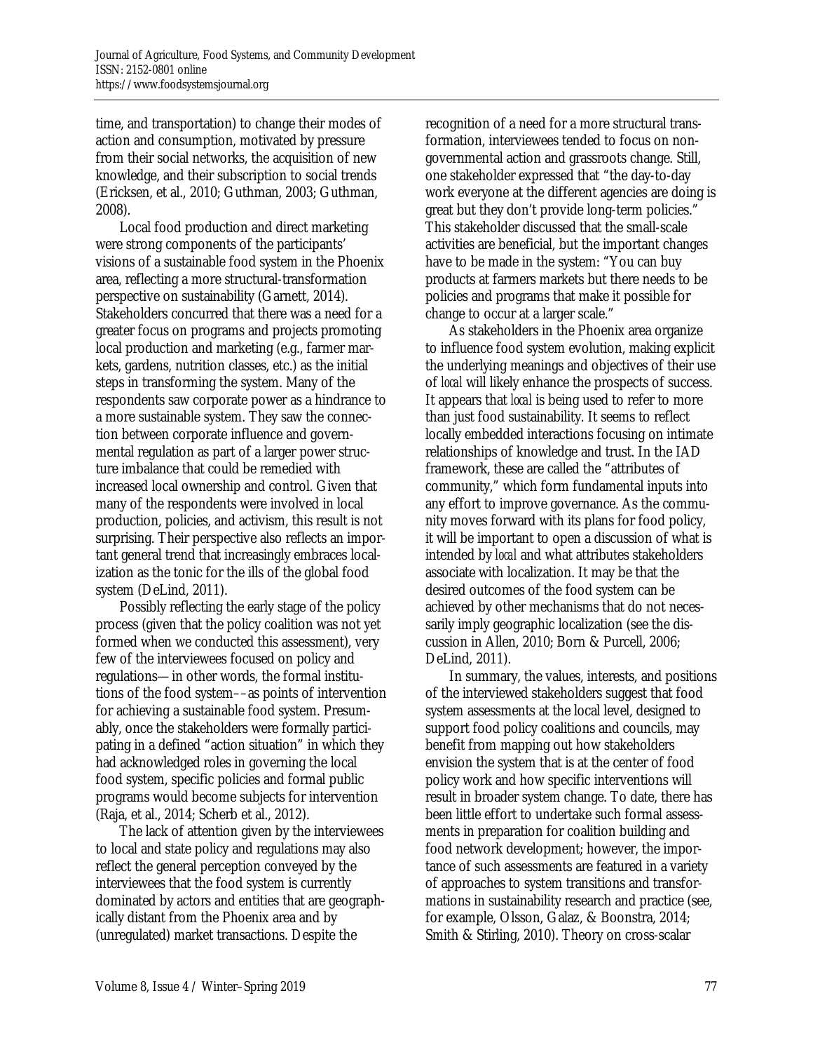time, and transportation) to change their modes of action and consumption, motivated by pressure from their social networks, the acquisition of new knowledge, and their subscription to social trends (Ericksen, et al., 2010; Guthman, 2003; Guthman, 2008).

Local food production and direct marketing were strong components of the participants' visions of a sustainable food system in the Phoenix area, reflecting a more structural-transformation perspective on sustainability (Garnett, 2014). Stakeholders concurred that there was a need for a greater focus on programs and projects promoting local production and marketing (e.g., farmer markets, gardens, nutrition classes, etc.) as the initial steps in transforming the system. Many of the respondents saw corporate power as a hindrance to a more sustainable system. They saw the connection between corporate influence and governmental regulation as part of a larger power structure imbalance that could be remedied with increased local ownership and control. Given that many of the respondents were involved in local production, policies, and activism, this result is not surprising. Their perspective also reflects an important general trend that increasingly embraces localization as the tonic for the ills of the global food system (DeLind, 2011).

Possibly reflecting the early stage of the policy process (given that the policy coalition was not yet formed when we conducted this assessment), very few of the interviewees focused on policy and regulations—in other words, the formal institutions of the food system––as points of intervention for achieving a sustainable food system. Presumably, once the stakeholders were formally participating in a defined "action situation" in which they had acknowledged roles in governing the local food system, specific policies and formal public programs would become subjects for intervention (Raja, et al., 2014; Scherb et al., 2012).

The lack of attention given by the interviewees to local and state policy and regulations may also reflect the general perception conveyed by the interviewees that the food system is currently dominated by actors and entities that are geographically distant from the Phoenix area and by (unregulated) market transactions. Despite the recognition of a need for a more structural transformation, interviewees tended to focus on non-governmental action and grassroots change. Still, one stakeholder expressed that "the day-to-day work everyone at the different agencies are doing is great but they don't provide long-term policies." This stakeholder discussed that the small-scale activities are beneficial, but the important changes have to be made in the system: "You can buy products at farmers markets but there needs to be policies and programs that make it possible for change to occur at a larger scale."

As stakeholders in the Phoenix area organize to influence food system evolution, making explicit the underlying meanings and objectives of their use of *local* will likely enhance the prospects of success. It appears that *local* is being used to refer to more than just food sustainability. It seems to reflect locally embedded interactions focusing on intimate relationships of knowledge and trust. In the IAD framework, these are called the "attributes of community," which form fundamental inputs into any effort to improve governance. As the community moves forward with its plans for food policy, it will be important to open a discussion of what is intended by *local* and what attributes stakeholders associate with localization. It may be that the desired outcomes of the food system can be achieved by other mechanisms that do not necessarily imply geographic localization (see the discussion in Allen, 2010; Born & Purcell, 2006; DeLind, 2011).

In summary, the values, interests, and positions of the interviewed stakeholders suggest that food system assessments at the local level, designed to support food policy coalitions and councils, may benefit from mapping out how stakeholders envision the system that is at the center of food policy work and how specific interventions will result in broader system change. To date, there has been little effort to undertake such formal assessments in preparation for coalition building and food network development; however, the importance of such assessments are featured in a variety of approaches to system transitions and transformations in sustainability research and practice (see, for example, Olsson, Galaz, & Boonstra, 2014; Smith & Stirling, 2010). Theory on cross-scalar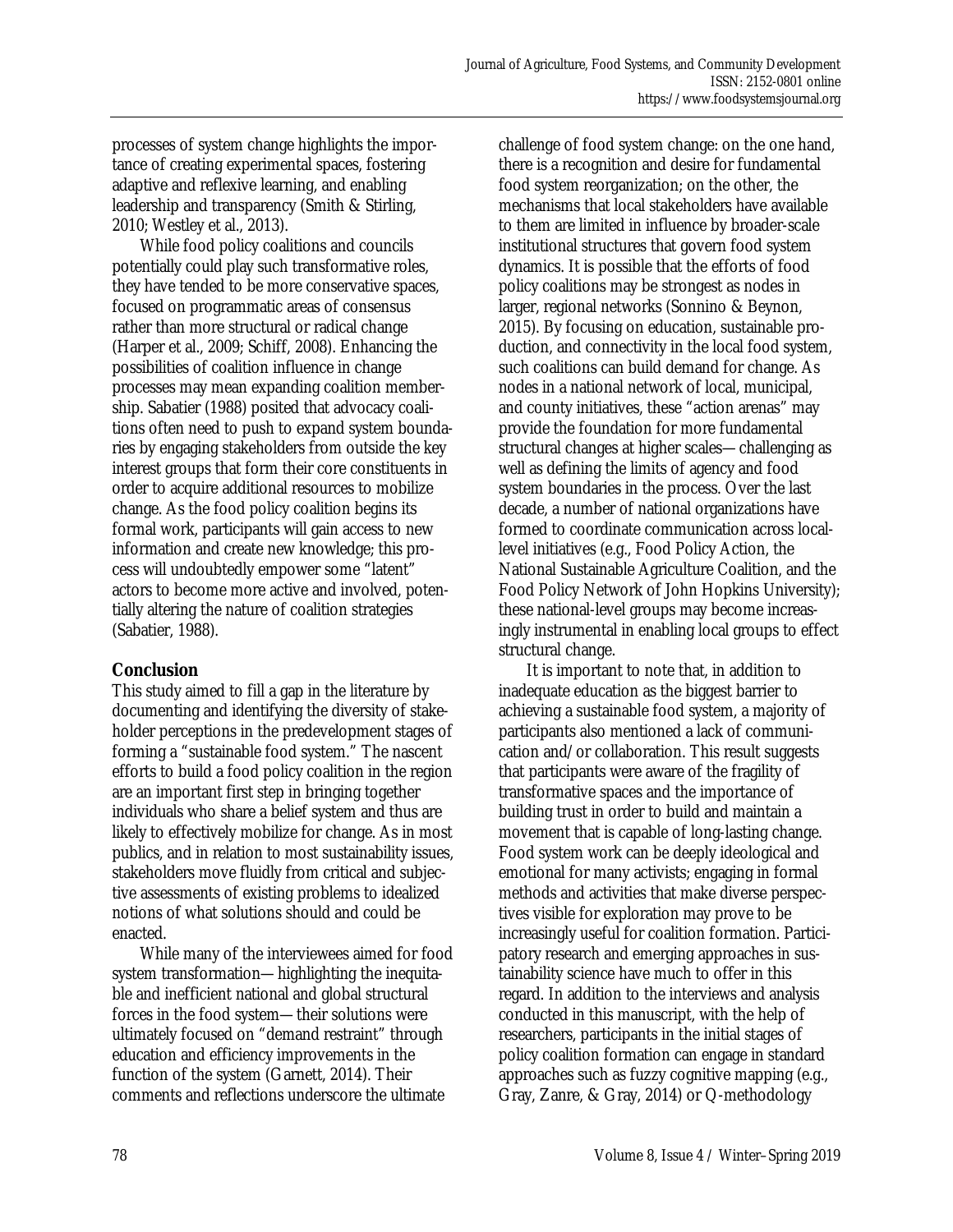processes of system change highlights the importance of creating experimental spaces, fostering adaptive and reflexive learning, and enabling leadership and transparency (Smith & Stirling, 2010; Westley et al., 2013).

While food policy coalitions and councils potentially could play such transformative roles, they have tended to be more conservative spaces, focused on programmatic areas of consensus rather than more structural or radical change (Harper et al., 2009; Schiff, 2008). Enhancing the possibilities of coalition influence in change processes may mean expanding coalition membership. Sabatier (1988) posited that advocacy coalitions often need to push to expand system boundaries by engaging stakeholders from outside the key interest groups that form their core constituents in order to acquire additional resources to mobilize change. As the food policy coalition begins its formal work, participants will gain access to new information and create new knowledge; this process will undoubtedly empower some "latent" actors to become more active and involved, potentially altering the nature of coalition strategies (Sabatier, 1988).

## Conclusion

This study aimed to fill a gap in the literature by documenting and identifying the diversity of stakeholder perceptions in the predevelopment stages of forming a "sustainable food system." The nascent efforts to build a food policy coalition in the region are an important first step in bringing together individuals who share a belief system and thus are likely to effectively mobilize for change. As in most publics, and in relation to most sustainability issues, stakeholders move fluidly from critical and subjective assessments of existing problems to idealized notions of what solutions should and could be enacted.

While many of the interviewees aimed for food system transformation—highlighting the inequitable and inefficient national and global structural forces in the food system—their solutions were ultimately focused on "demand restraint" through education and efficiency improvements in the function of the system (Garnett, 2014). Their comments and reflections underscore the ultimate challenge of food system change: on the one hand, there is a recognition and desire for fundamental food system reorganization; on the other, the mechanisms that local stakeholders have available to them are limited in influence by broader-scale institutional structures that govern food system dynamics. It is possible that the efforts of food policy coalitions may be strongest as nodes in larger, regional networks (Sonnino & Beynon, 2015). By focusing on education, sustainable production, and connectivity in the local food system, such coalitions can build demand for change. As nodes in a national network of local, municipal, and county initiatives, these "action arenas" may provide the foundation for more fundamental structural changes at higher scales—challenging as well as defining the limits of agency and food system boundaries in the process. Over the last decade, a number of national organizations have formed to coordinate communication across local-level initiatives (e.g., Food Policy Action, the National Sustainable Agriculture Coalition, and the Food Policy Network of John Hopkins University); these national-level groups may become increasingly instrumental in enabling local groups to effect structural change.

It is important to note that, in addition to inadequate education as the biggest barrier to achieving a sustainable food system, a majority of participants also mentioned a lack of communication and/or collaboration. This result suggests that participants were aware of the fragility of transformative spaces and the importance of building trust in order to build and maintain a movement that is capable of long-lasting change. Food system work can be deeply ideological and emotional for many activists; engaging in formal methods and activities that make diverse perspectives visible for exploration may prove to be increasingly useful for coalition formation. Participatory research and emerging approaches in sustainability science have much to offer in this regard. In addition to the interviews and analysis conducted in this manuscript, with the help of researchers, participants in the initial stages of policy coalition formation can engage in standard approaches such as fuzzy cognitive mapping (e.g., Gray, Zanre, & Gray, 2014) or Q-methodology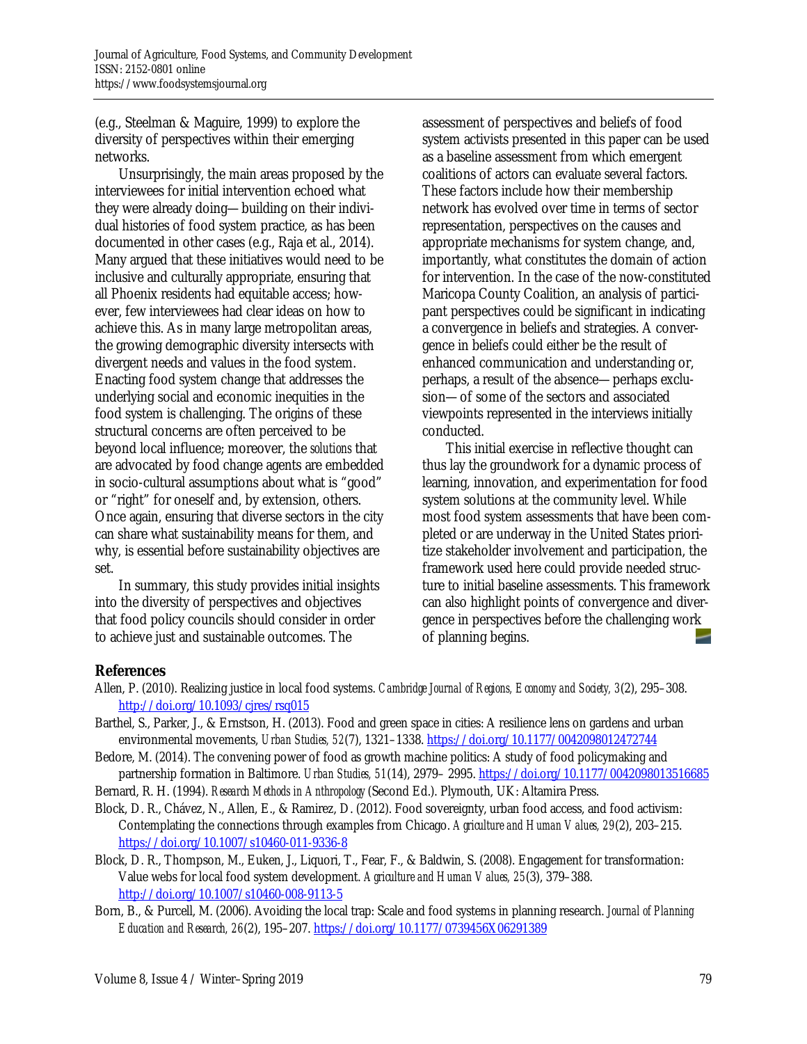(e.g., Steelman & Maguire, 1999) to explore the diversity of perspectives within their emerging networks.

Unsurprisingly, the main areas proposed by the interviewees for initial intervention echoed what they were already doing—building on their individual histories of food system practice, as has been documented in other cases (e.g., Raja et al., 2014). Many argued that these initiatives would need to be inclusive and culturally appropriate, ensuring that all Phoenix residents had equitable access; however, few interviewees had clear ideas on how to achieve this. As in many large metropolitan areas, the growing demographic diversity intersects with divergent needs and values in the food system. Enacting food system change that addresses the underlying social and economic inequities in the food system is challenging. The origins of these structural concerns are often perceived to be beyond local influence; moreover, the *solutions* that are advocated by food change agents are embedded in socio-cultural assumptions about what is "good" or "right" for oneself and, by extension, others. Once again, ensuring that diverse sectors in the city can share what sustainability means for them, and why, is essential before sustainability objectives are set.

In summary, this study provides initial insights into the diversity of perspectives and objectives that food policy councils should consider in order to achieve just and sustainable outcomes. The assessment of perspectives and beliefs of food system activists presented in this paper can be used as a baseline assessment from which emergent coalitions of actors can evaluate several factors. These factors include how their membership network has evolved over time in terms of sector representation, perspectives on the causes and appropriate mechanisms for system change, and, importantly, what constitutes the domain of action for intervention. In the case of the now-constituted Maricopa County Coalition, an analysis of participant perspectives could be significant in indicating a convergence in beliefs and strategies. A convergence in beliefs could either be the result of enhanced communication and understanding or, perhaps, a result of the absence—perhaps exclusion—of some of the sectors and associated viewpoints represented in the interviews initially conducted.

This initial exercise in reflective thought can thus lay the groundwork for a dynamic process of learning, innovation, and experimentation for food system solutions at the community level. While most food system assessments that have been completed or are underway in the United States prioritize stakeholder involvement and participation, the framework used here could provide needed structure to initial baseline assessments. This framework can also highlight points of convergence and divergence in perspectives before the challenging work of planning begins.

## References

Allen, P. (2010). Realizing justice in local food systems. *Cambridge Journal of Regions, Economy and Society, 3*(2), 295–308. http://doi.org/10.1093/cjres/rsq015

Barthel, S., Parker, J., & Ernstson, H. (2013). Food and green space in cities: A resilience lens on gardens and urban environmental movements, *Urban Studies, 52*(7), 1321–1338. https://doi.org/10.1177/0042098012472744

Bedore, M. (2014). The convening power of food as growth machine politics: A study of food policymaking and partnership formation in Baltimore. *Urban Studies, 51*(14), 2979– 2995. https://doi.org/10.1177/0042098013516685

Bernard, R. H. (1994). *Research Methods in Anthropology* (Second Ed.). Plymouth, UK: Altamira Press.

Block, D. R., Chávez, N., Allen, E., & Ramirez, D. (2012). Food sovereignty, urban food access, and food activism: Contemplating the connections through examples from Chicago. *Agriculture and Human Values, 29*(2), 203–215. https://doi.org/10.1007/s10460-011-9336-8

Block, D. R., Thompson, M., Euken, J., Liquori, T., Fear, F., & Baldwin, S. (2008). Engagement for transformation: Value webs for local food system development. *Agriculture and Human Values, 25*(3), 379–388. http://doi.org/10.1007/s10460-008-9113-5

Born, B., & Purcell, M. (2006). Avoiding the local trap: Scale and food systems in planning research. *Journal of Planning Education and Research, 26*(2), 195–207. https://doi.org/10.1177/0739456X06291389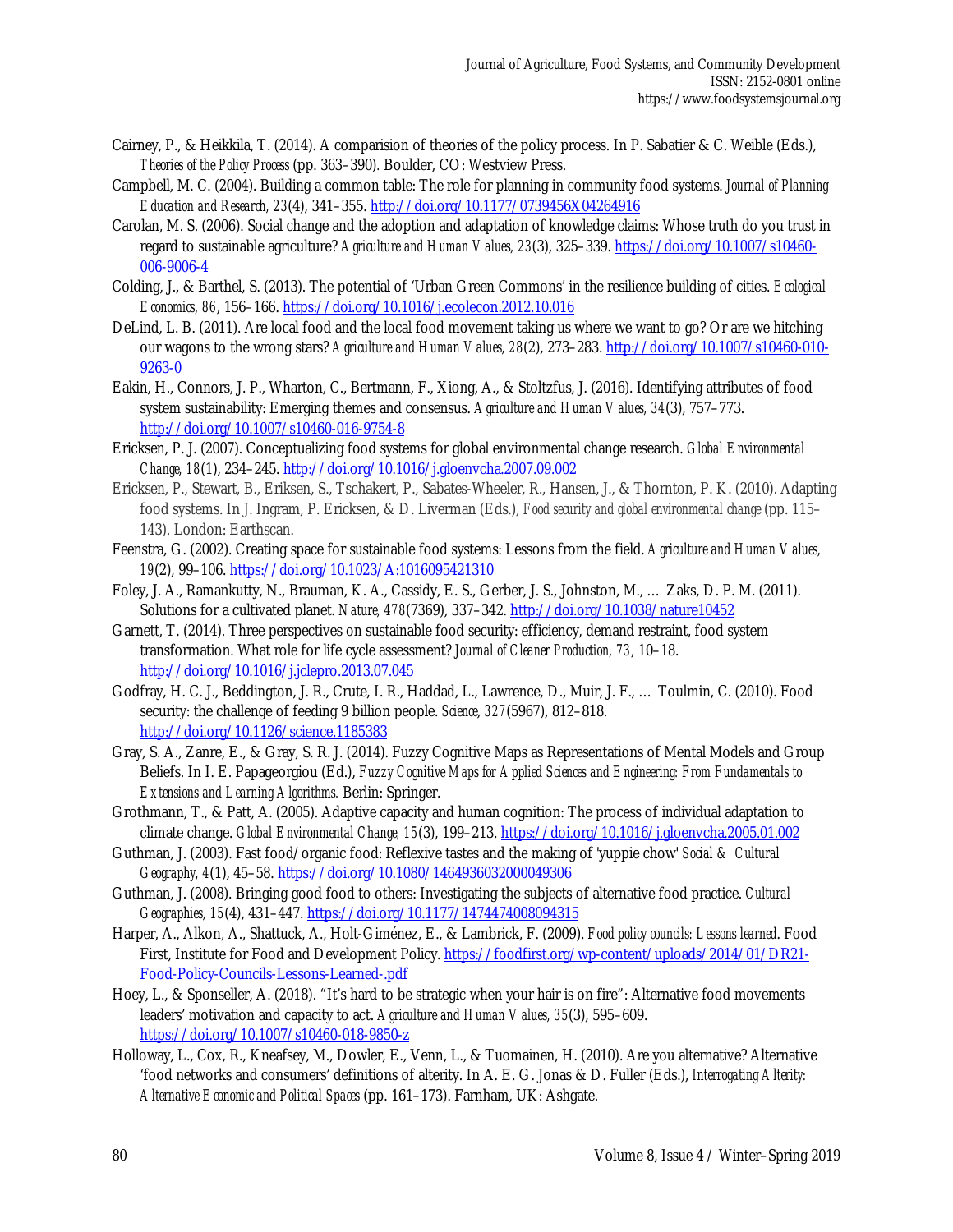Cairney, P., & Heikkila, T. (2014). A comparision of theories of the policy process. In P. Sabatier & C. Weible (Eds.), *Theories of the Policy Process* (pp. 363–390). Boulder, CO: Westview Press.

Campbell, M. C. (2004). Building a common table: The role for planning in community food systems. *Journal of Planning Education and Research, 23*(4), 341–355. http://doi.org/10.1177/0739456X04264916

Carolan, M. S. (2006). Social change and the adoption and adaptation of knowledge claims: Whose truth do you trust in regard to sustainable agriculture? *Agriculture and Human Values, 23*(3), 325–339. https://doi.org/10.1007/s10460-006-9006-4

Colding, J., & Barthel, S. (2013). The potential of 'Urban Green Commons' in the resilience building of cities. *Ecological Economics, 86*, 156–166. https://doi.org/10.1016/j.ecolecon.2012.10.016

DeLind, L. B. (2011). Are local food and the local food movement taking us where we want to go? Or are we hitching our wagons to the wrong stars? *Agriculture and Human Values, 28*(2), 273–283. http://doi.org/10.1007/s10460-010-9263-0

Eakin, H., Connors, J. P., Wharton, C., Bertmann, F., Xiong, A., & Stoltzfus, J. (2016). Identifying attributes of food system sustainability: Emerging themes and consensus. *Agriculture and Human Values, 34*(3), 757–773. http://doi.org/10.1007/s10460-016-9754-8

Ericksen, P. J. (2007). Conceptualizing food systems for global environmental change research. *Global Environmental Change, 18*(1), 234–245. http://doi.org/10.1016/j.gloenvcha.2007.09.002

Ericksen, P., Stewart, B., Eriksen, S., Tschakert, P., Sabates-Wheeler, R., Hansen, J., & Thornton, P. K. (2010). Adapting food systems. In J. Ingram, P. Ericksen, & D. Liverman (Eds.), *Food security and global environmental change* (pp. 115–143). London: Earthscan.

Feenstra, G. (2002). Creating space for sustainable food systems: Lessons from the field. *Agriculture and Human Values, 19*(2), 99–106. https://doi.org/10.1023/A:1016095421310

Foley, J. A., Ramankutty, N., Brauman, K. A., Cassidy, E. S., Gerber, J. S., Johnston, M., … Zaks, D. P. M. (2011). Solutions for a cultivated planet. *Nature, 478*(7369), 337–342. http://doi.org/10.1038/nature10452

Garnett, T. (2014). Three perspectives on sustainable food security: efficiency, demand restraint, food system transformation. What role for life cycle assessment? *Journal of Cleaner Production, 73*, 10–18. http://doi.org/10.1016/j.jclepro.2013.07.045

Godfray, H. C. J., Beddington, J. R., Crute, I. R., Haddad, L., Lawrence, D., Muir, J. F., … Toulmin, C. (2010). Food security: the challenge of feeding 9 billion people. *Science, 327*(5967), 812–818. http://doi.org/10.1126/science.1185383

Gray, S. A., Zanre, E., & Gray, S. R. J. (2014). Fuzzy Cognitive Maps as Representations of Mental Models and Group Beliefs. In I. E. Papageorgiou (Ed.), *Fuzzy Cognitive Maps for Applied Sciences and Engineering: From Fundamentals to Extensions and Learning Algorithms.* Berlin: Springer.

Grothmann, T., & Patt, A. (2005). Adaptive capacity and human cognition: The process of individual adaptation to climate change. *Global Environmental Change, 15*(3), 199–213. https://doi.org/10.1016/j.gloenvcha.2005.01.002

Guthman, J. (2003). Fast food/organic food: Reflexive tastes and the making of 'yuppie chow' *Social & Cultural Geography, 4*(1), 45–58. https://doi.org/10.1080/1464936032000049306

Guthman, J. (2008). Bringing good food to others: Investigating the subjects of alternative food practice. *Cultural Geographies, 15*(4), 431–447. https://doi.org/10.1177/1474474008094315

Harper, A., Alkon, A., Shattuck, A., Holt-Giménez, E., & Lambrick, F. (2009). *Food policy councils: Lessons learned*. Food First, Institute for Food and Development Policy. https://foodfirst.org/wp-content/uploads/2014/01/DR21-Food-Policy-Councils-Lessons-Learned-.pdf

Hoey, L., & Sponseller, A. (2018). "It's hard to be strategic when your hair is on fire": Alternative food movements leaders' motivation and capacity to act. *Agriculture and Human Values, 35*(3), 595–609. https://doi.org/10.1007/s10460-018-9850-z

Holloway, L., Cox, R., Kneafsey, M., Dowler, E., Venn, L., & Tuomainen, H. (2010). Are you alternative? Alternative 'food networks and consumers' definitions of alterity. In A. E. G. Jonas & D. Fuller (Eds.), *Interrogating Alterity: Alternative Economic and Political Spaces* (pp. 161–173). Farnham, UK: Ashgate.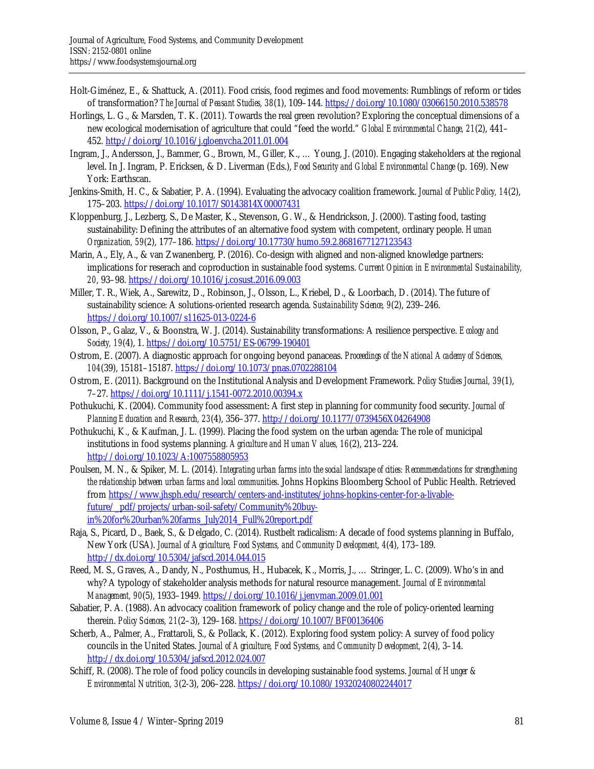Holt-Giménez, E., & Shattuck, A. (2011). Food crisis, food regimes and food movements: Rumblings of reform or tides of transformation? *The Journal of Peasant Studies, 38*(1), 109–144. https://doi.org/10.1080/03066150.2010.538578

Horlings, L. G., & Marsden, T. K. (2011). Towards the real green revolution? Exploring the conceptual dimensions of a new ecological modernisation of agriculture that could "feed the world." *Global Environmental Change, 21*(2), 441–452. http://doi.org/10.1016/j.gloenvcha.2011.01.004

Ingram, J., Andersson, J., Bammer, G., Brown, M., Giller, K., … Young, J. (2010). Engaging stakeholders at the regional level. In J. Ingram, P. Ericksen, & D. Liverman (Eds.), *Food Security and Global Environmental Change* (p. 169). New York: Earthscan.

Jenkins-Smith, H. C., & Sabatier, P. A. (1994). Evaluating the advocacy coalition framework. *Journal of Public Policy, 14*(2), 175–203. https://doi.org/10.1017/S0143814X00007431

Kloppenburg, J., Lezberg, S., De Master, K., Stevenson, G. W., & Hendrickson, J. (2000). Tasting food, tasting sustainability: Defining the attributes of an alternative food system with competent, ordinary people. *Human Organization, 59*(2), 177–186. https://doi.org/10.17730/humo.59.2.8681677127123543

Marin, A., Ely, A., & van Zwanenberg, P. (2016). Co-design with aligned and non-aligned knowledge partners: implications for reserach and coproduction in sustainable food systems. *Current Opinion in Environmental Sustainability, 20*, 93–98. https://doi.org/10.1016/j.cosust.2016.09.003

Miller, T. R., Wiek, A., Sarewitz, D., Robinson, J., Olsson, L., Kriebel, D., & Loorbach, D. (2014). The future of sustainability science: A solutions-oriented research agenda. *Sustainability Science, 9*(2), 239–246. https://doi.org/10.1007/s11625-013-0224-6

Olsson, P., Galaz, V., & Boonstra, W. J. (2014). Sustainability transformations: A resilience perspective. *Ecology and Society, 19*(4), 1. https://doi.org/10.5751/ES-06799-190401

Ostrom, E. (2007). A diagnostic approach for ongoing beyond panaceas. *Proceedings of the National Academy of Sciences, 104*(39), 15181–15187. https://doi.org/10.1073/pnas.0702288104

Ostrom, E. (2011). Background on the Institutional Analysis and Development Framework. *Policy Studies Journal, 39*(1), 7–27. https://doi.org/10.1111/j.1541-0072.2010.00394.x

Pothukuchi, K. (2004). Community food assessment: A first step in planning for community food security. *Journal of Planning Education and Research, 23*(4), 356–377. http://doi.org/10.1177/0739456X04264908

Pothukuchi, K., & Kaufman, J. L. (1999). Placing the food system on the urban agenda: The role of municipal institutions in food systems planning. *Agriculture and Human Values, 16*(2), 213–224. http://doi.org/10.1023/A:1007558805953

Poulsen, M. N., & Spiker, M. L. (2014). *Integrating urban farms into the social landscape of cities: Recommendations for strengthening the relationship between urban farms and local communities*. Johns Hopkins Bloomberg School of Public Health. Retrieved from https://www.jhsph.edu/research/centers-and-institutes/johns-hopkins-center-for-a-livable-future/_pdf/projects/urban-soil-safety/Community%20buy-in%20for%20urban%20farms_July2014_Full%20report.pdf

Raja, S., Picard, D., Baek, S., & Delgado, C. (2014). Rustbelt radicalism: A decade of food systems planning in Buffalo, New York (USA). *Journal of Agriculture, Food Systems, and Community Development, 4*(4), 173–189. http://dx.doi.org/10.5304/jafscd.2014.044.015

Reed, M. S., Graves, A., Dandy, N., Posthumus, H., Hubacek, K., Morris, J., … Stringer, L. C. (2009). Who's in and why? A typology of stakeholder analysis methods for natural resource management. *Journal of Environmental Management, 90*(5), 1933–1949. https://doi.org/10.1016/j.jenvman.2009.01.001

Sabatier, P. A. (1988). An advocacy coalition framework of policy change and the role of policy-oriented learning therein. *Policy Sciences, 21*(2–3), 129–168. https://doi.org/10.1007/BF00136406

Scherb, A., Palmer, A., Frattaroli, S., & Pollack, K. (2012). Exploring food system policy: A survey of food policy councils in the United States. *Journal of Agriculture, Food Systems, and Community Development, 2*(4), 3–14. http://dx.doi.org/10.5304/jafscd.2012.024.007

Schiff, R. (2008). The role of food policy councils in developing sustainable food systems. *Journal of Hunger & Environmental Nutrition, 3*(2-3), 206–228. https://doi.org/10.1080/19320240802244017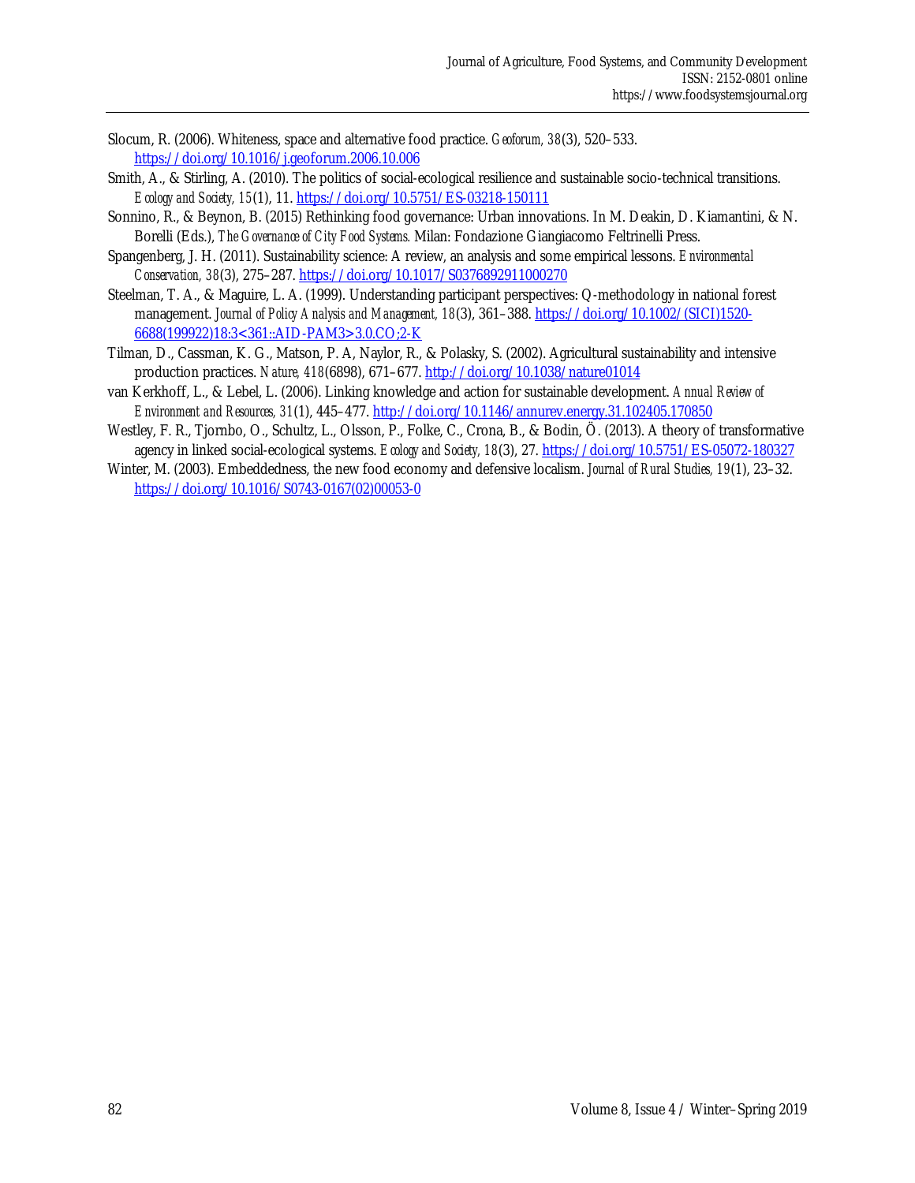Slocum, R. (2006). Whiteness, space and alternative food practice. *Geoforum, 38*(3), 520–533. https://doi.org/10.1016/j.geoforum.2006.10.006

Smith, A., & Stirling, A. (2010). The politics of social-ecological resilience and sustainable socio-technical transitions. *Ecology and Society, 15*(1), 11. https://doi.org/10.5751/ES-03218-150111

Sonnino, R., & Beynon, B. (2015) Rethinking food governance: Urban innovations. In M. Deakin, D. Kiamantini, & N. Borelli (Eds.), *The Governance of City Food Systems.* Milan: Fondazione Giangiacomo Feltrinelli Press.

Spangenberg, J. H. (2011). Sustainability science: A review, an analysis and some empirical lessons. *Environmental Conservation, 38*(3), 275–287. https://doi.org/10.1017/S0376892911000270

Steelman, T. A., & Maguire, L. A. (1999). Understanding participant perspectives: Q-methodology in national forest management. *Journal of Policy Analysis and Management, 18*(3), 361–388. https://doi.org/10.1002/(SICI)1520-6688(199922)18:3<361::AID-PAM3>3.0.CO;2-K

Tilman, D., Cassman, K. G., Matson, P. A, Naylor, R., & Polasky, S. (2002). Agricultural sustainability and intensive production practices. *Nature, 418*(6898), 671–677. http://doi.org/10.1038/nature01014

van Kerkhoff, L., & Lebel, L. (2006). Linking knowledge and action for sustainable development. *Annual Review of Environment and Resources, 31*(1), 445–477. http://doi.org/10.1146/annurev.energy.31.102405.170850

Westley, F. R., Tjornbo, O., Schultz, L., Olsson, P., Folke, C., Crona, B., & Bodin, Ö. (2013). A theory of transformative agency in linked social-ecological systems. *Ecology and Society, 18*(3), 27. https://doi.org/10.5751/ES-05072-180327

Winter, M. (2003). Embeddedness, the new food economy and defensive localism. *Journal of Rural Studies, 19*(1), 23–32. https://doi.org/10.1016/S0743-0167(02)00053-0